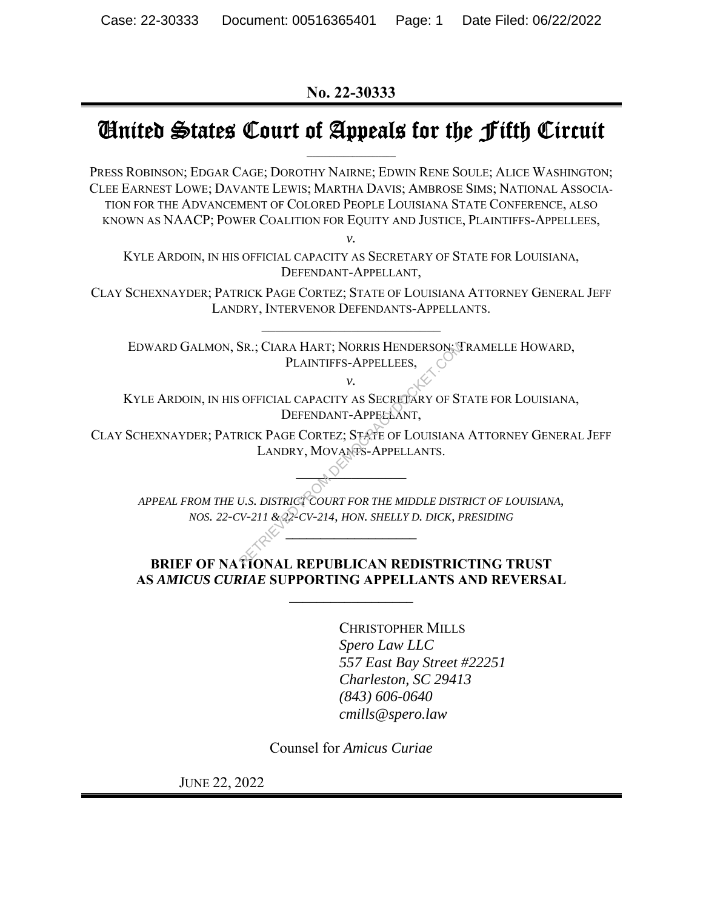No. 22-30333

# United States Court of Appeals for the Fifth Circuit

PRESS ROBINSON; EDGAR CAGE; DOROTHY NAIRNE; EDWIN RENE SOULE; ALICE WASHINGTON; CLEE EARNEST LOWE; DAVANTE LEWIS; MARTHA DAVIS; AMBROSE SIMS; NATIONAL ASSOCIATION FOR THE ADVANCEMENT OF COLORED PEOPLE LOUISIANA STATE CONFERENCE, ALSO KNOWN AS NAACP; POWER COALITION FOR EQUITY AND JUSTICE, PLAINTIFFS-APPELLEES,

*v.*

KYLE ARDOIN, IN HIS OFFICIAL CAPACITY AS SECRETARY OF STATE FOR LOUISIANA, DEFENDANT-APPELLANT,

CLAY SCHEXNAYDER; PATRICK PAGE CORTEZ; STATE OF LOUISIANA ATTORNEY GENERAL JEFF LANDRY, INTERVENOR DEFENDANTS-APPELLANTS.

---

EDWARD GALMON, SR.; CIARA HART; NORRIS HENDERSON; TRAMELLE HOWARD, PLAINTIFFS-APPELLEES,

*v.*

KYLE ARDOIN, IN HIS OFFICIAL CAPACITY AS SECRETARY OF STATE FOR LOUISIANA, DEFENDANT-APPELLANT,

CLAY SCHEXNAYDER; PATRICK PAGE CORTEZ; STATE OF LOUISIANA ATTORNEY GENERAL JEFF LANDRY, MOVANTS-APPELLANTS.

---

*APPEAL FROM THE U.S. DISTRICT COURT FOR THE MIDDLE DISTRICT OF LOUISIANA, NOS. 22-CV-211 & 22-CV-214, HON. SHELLY D. DICK, PRESIDING*

---

**BRIEF OF NATIONAL REPUBLICAN REDISTRICTING TRUST AS *AMICUS CURIAE* SUPPORTING APPELLANTS AND REVERSAL**

---

CHRISTOPHER MILLS
*Spero Law LLC*
*557 East Bay Street #22251*
*Charleston, SC 29413*
*(843) 606-0640*
*cmills@spero.law*

Counsel for *Amicus Curiae*

JUNE 22, 2022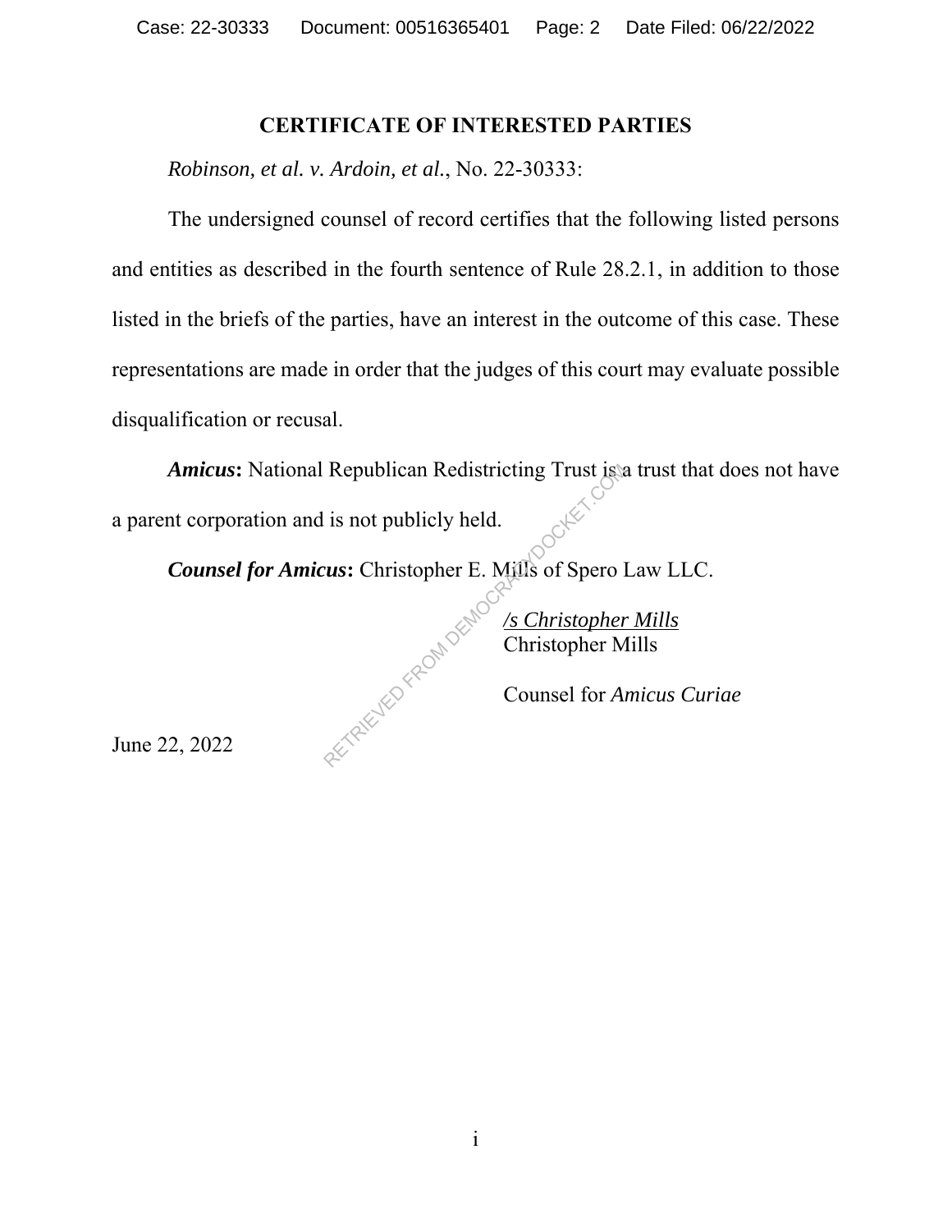## CERTIFICATE OF INTERESTED PARTIES

*Robinson, et al. v. Ardoin, et al.*, No. 22-30333:

The undersigned counsel of record certifies that the following listed persons and entities as described in the fourth sentence of Rule 28.2.1, in addition to those listed in the briefs of the parties, have an interest in the outcome of this case. These representations are made in order that the judges of this court may evaluate possible disqualification or recusal.

***Amicus*:** National Republican Redistricting Trust is a trust that does not have a parent corporation and is not publicly held.

***Counsel for Amicus*:** Christopher E. Mills of Spero Law LLC.

/s Christopher Mills
Christopher Mills

Counsel for *Amicus Curiae*

June 22, 2022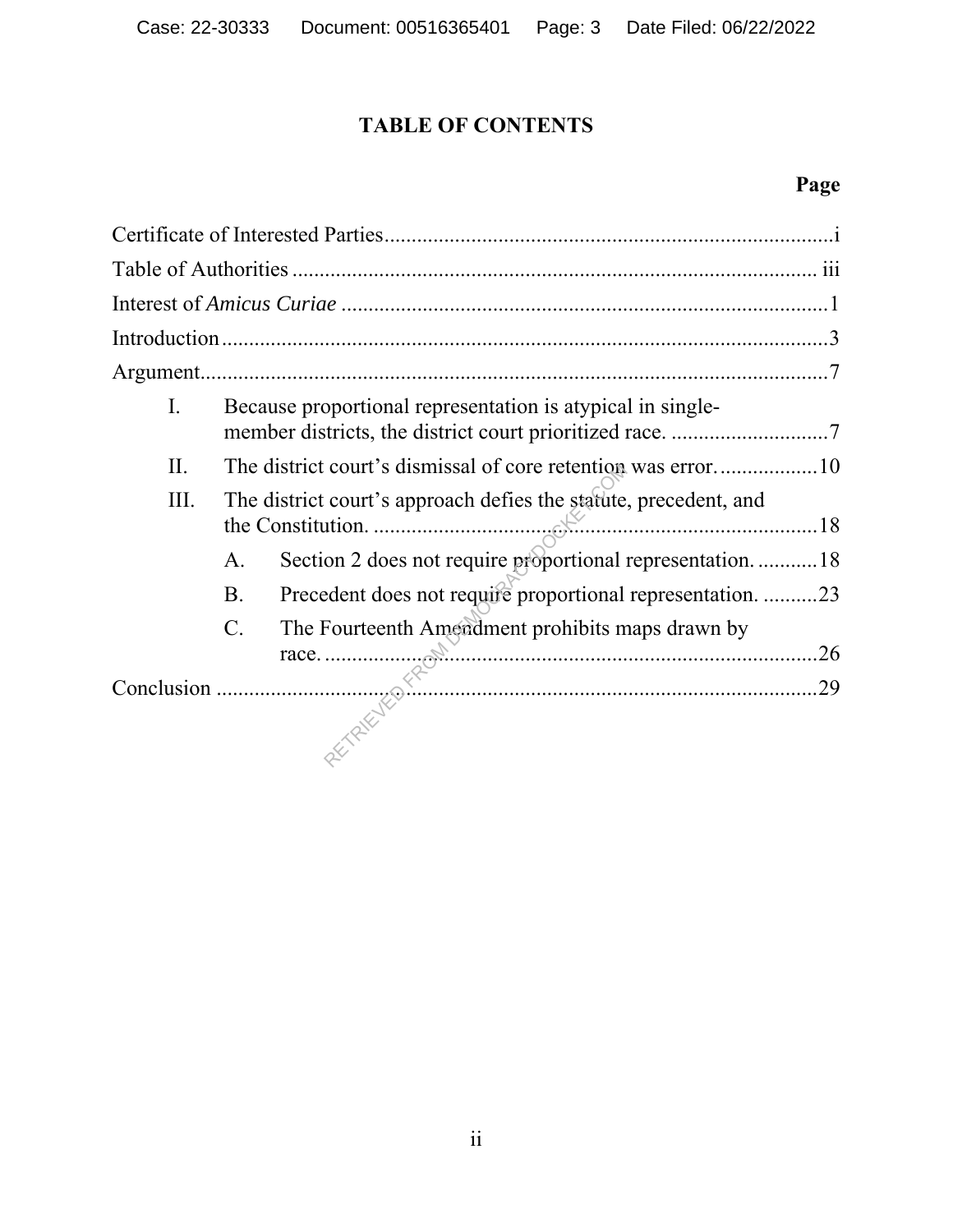# TABLE OF CONTENTS

| | Page |
|---|---|
| Certificate of Interested Parties | i |
| Table of Authorities | iii |
| Interest of *Amicus Curiae* | 1 |
| Introduction | 3 |
| Argument | 7 |
| I. Because proportional representation is atypical in single-member districts, the district court prioritized race. | 7 |
| II. The district court's dismissal of core retention was error. | 10 |
| III. The district court's approach defies the statute, precedent, and the Constitution. | 18 |
| A. Section 2 does not require proportional representation. | 18 |
| B. Precedent does not require proportional representation. | 23 |
| C. The Fourteenth Amendment prohibits maps drawn by race. | 26 |
| Conclusion | 29 |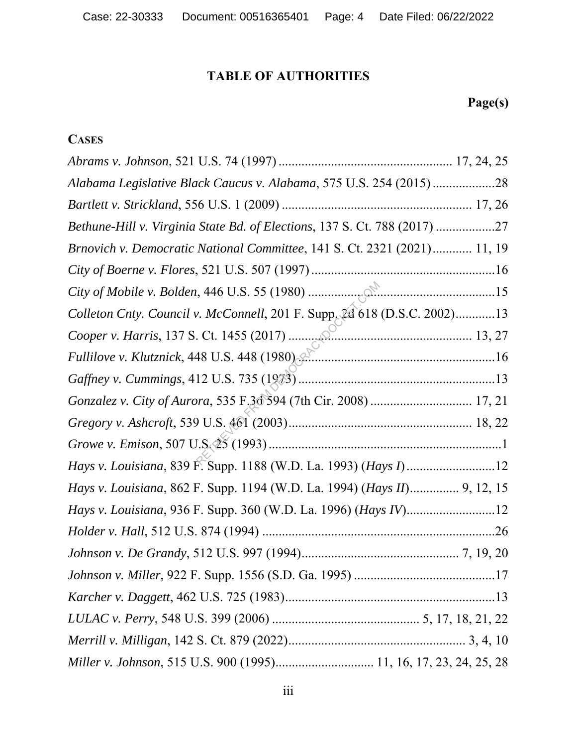# TABLE OF AUTHORITIES

**Page(s)**

**CASES**

*Abrams v. Johnson*, 521 U.S. 74 (1997) .................................................... 17, 24, 25

*Alabama Legislative Black Caucus v. Alabama*, 575 U.S. 254 (2015) ..................28

*Bartlett v. Strickland*, 556 U.S. 1 (2009) .......................................................... 17, 26

*Bethune-Hill v. Virginia State Bd. of Elections*, 137 S. Ct. 788 (2017) ..................27

*Brnovich v. Democratic National Committee*, 141 S. Ct. 2321 (2021)............ 11, 19

*City of Boerne v. Flores*, 521 U.S. 507 (1997) ........................................................16

*City of Mobile v. Bolden*, 446 U.S. 55 (1980) ..........................................................15

*Colleton Cnty. Council v. McConnell*, 201 F. Supp. 2d 618 (D.S.C. 2002)............13

*Cooper v. Harris*, 137 S. Ct. 1455 (2017) ......................................................... 13, 27

*Fullilove v. Klutznick*, 448 U.S. 448 (1980)............................................................16

*Gaffney v. Cummings*, 412 U.S. 735 (1973) ............................................................13

*Gonzalez v. City of Aurora*, 535 F.3d 594 (7th Cir. 2008) ............................... 17, 21

*Gregory v. Ashcroft*, 539 U.S. 461 (2003)........................................................ 18, 22

*Growe v. Emison*, 507 U.S. 25 (1993) .......................................................................1

*Hays v. Louisiana*, 839 F. Supp. 1188 (W.D. La. 1993) (*Hays I*)...........................12

*Hays v. Louisiana*, 862 F. Supp. 1194 (W.D. La. 1994) (*Hays II*)............... 9, 12, 15

*Hays v. Louisiana*, 936 F. Supp. 360 (W.D. La. 1996) (*Hays IV*)...........................12

*Holder v. Hall*, 512 U.S. 874 (1994) .......................................................................26

*Johnson v. De Grandy*, 512 U.S. 997 (1994)................................................ 7, 19, 20

*Johnson v. Miller*, 922 F. Supp. 1556 (S.D. Ga. 1995) ...........................................17

*Karcher v. Daggett*, 462 U.S. 725 (1983)................................................................13

*LULAC v. Perry*, 548 U.S. 399 (2006) ............................................. 5, 17, 18, 21, 22

*Merrill v. Milligan*, 142 S. Ct. 879 (2022).................................................... 3, 4, 10

*Miller v. Johnson*, 515 U.S. 900 (1995).............................. 11, 16, 17, 23, 24, 25, 28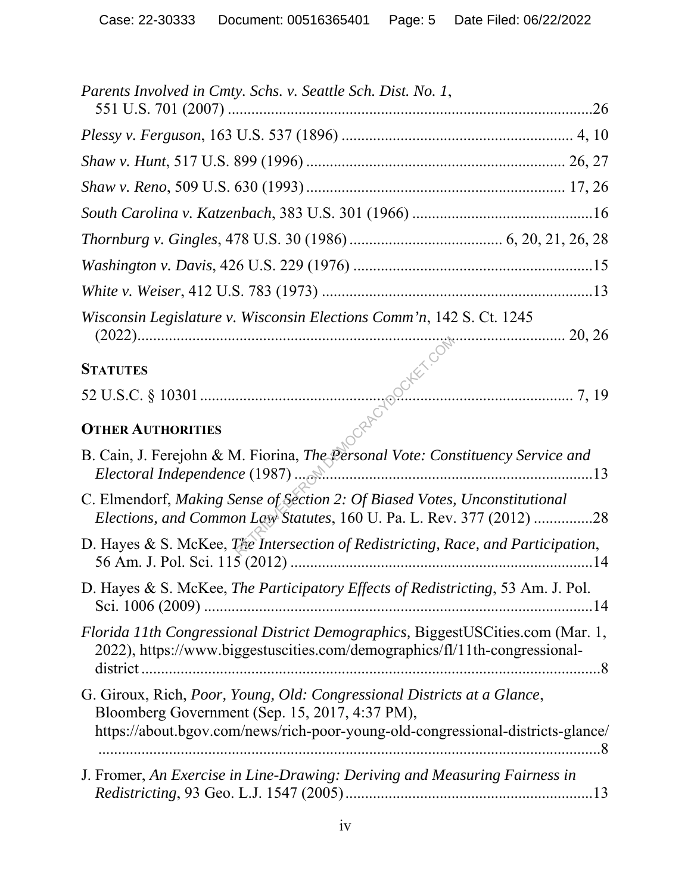*Parents Involved in Cmty. Schs. v. Seattle Sch. Dist. No. 1*, 551 U.S. 701 (2007) ....................................................................................26

*Plessy v. Ferguson*, 163 U.S. 537 (1896) ........................................................ 4, 10

*Shaw v. Hunt*, 517 U.S. 899 (1996) ............................................................... 26, 27

*Shaw v. Reno*, 509 U.S. 630 (1993) ............................................................... 17, 26

*South Carolina v. Katzenbach*, 383 U.S. 301 (1966) ............................................16

*Thornburg v. Gingles*, 478 U.S. 30 (1986) ...................................... 6, 20, 21, 26, 28

*Washington v. Davis*, 426 U.S. 229 (1976) ...........................................................15

*White v. Weiser*, 412 U.S. 783 (1973) ....................................................................13

*Wisconsin Legislature v. Wisconsin Elections Comm'n*, 142 S. Ct. 1245 (2022)............................................................................................................ 20, 26

**STATUTES**

52 U.S.C. § 10301 ............................................................................................. 7, 19

**OTHER AUTHORITIES**

B. Cain, J. Ferejohn & M. Fiorina, *The Personal Vote: Constituency Service and Electoral Independence* (1987) .........................................................................13

C. Elmendorf, *Making Sense of Section 2: Of Biased Votes, Unconstitutional Elections, and Common Law Statutes*, 160 U. Pa. L. Rev. 377 (2012) ...............28

D. Hayes & S. McKee, *The Intersection of Redistricting, Race, and Participation*, 56 Am. J. Pol. Sci. 115 (2012) ............................................................................14

D. Hayes & S. McKee, *The Participatory Effects of Redistricting*, 53 Am. J. Pol. Sci. 1006 (2009) ..................................................................................................14

*Florida 11th Congressional District Demographics,* BiggestUSCities.com (Mar. 1, 2022), https://www.biggestuscities.com/demographics/fl/11th-congressional-district ......................................................................................................................8

G. Giroux, Rich, *Poor, Young, Old: Congressional Districts at a Glance*, Bloomberg Government (Sep. 15, 2017, 4:37 PM), https://about.bgov.com/news/rich-poor-young-old-congressional-districts-glance/ ......................................................................................................................8

J. Fromer, *An Exercise in Line-Drawing: Deriving and Measuring Fairness in Redistricting*, 93 Geo. L.J. 1547 (2005) ..............................................................13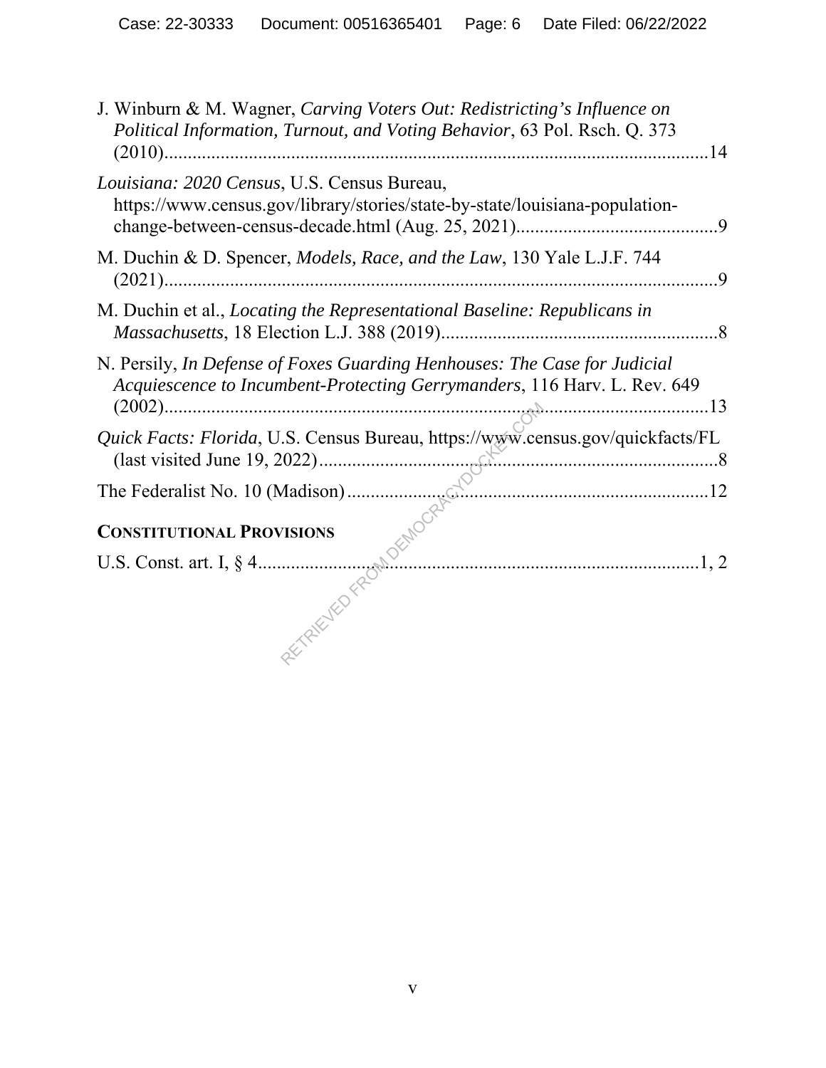J. Winburn & M. Wagner, *Carving Voters Out: Redistricting's Influence on Political Information, Turnout, and Voting Behavior*, 63 Pol. Rsch. Q. 373 (2010)....................................................................................................................14

*Louisiana: 2020 Census*, U.S. Census Bureau, https://www.census.gov/library/stories/state-by-state/louisiana-population-change-between-census-decade.html (Aug. 25, 2021)...........................................9

M. Duchin & D. Spencer, *Models, Race, and the Law*, 130 Yale L.J.F. 744 (2021)......................................................................................................................9

M. Duchin et al., *Locating the Representational Baseline: Republicans in Massachusetts*, 18 Election L.J. 388 (2019)...........................................................8

N. Persily, *In Defense of Foxes Guarding Henhouses: The Case for Judicial Acquiescence to Incumbent-Protecting Gerrymanders*, 116 Harv. L. Rev. 649 (2002)......................................................................................................................13

*Quick Facts: Florida*, U.S. Census Bureau, https://www.census.gov/quickfacts/FL (last visited June 19, 2022).....................................................................................8

The Federalist No. 10 (Madison)............................................................................12

**CONSTITUTIONAL PROVISIONS**

U.S. Const. art. I, § 4..............................................................................................1, 2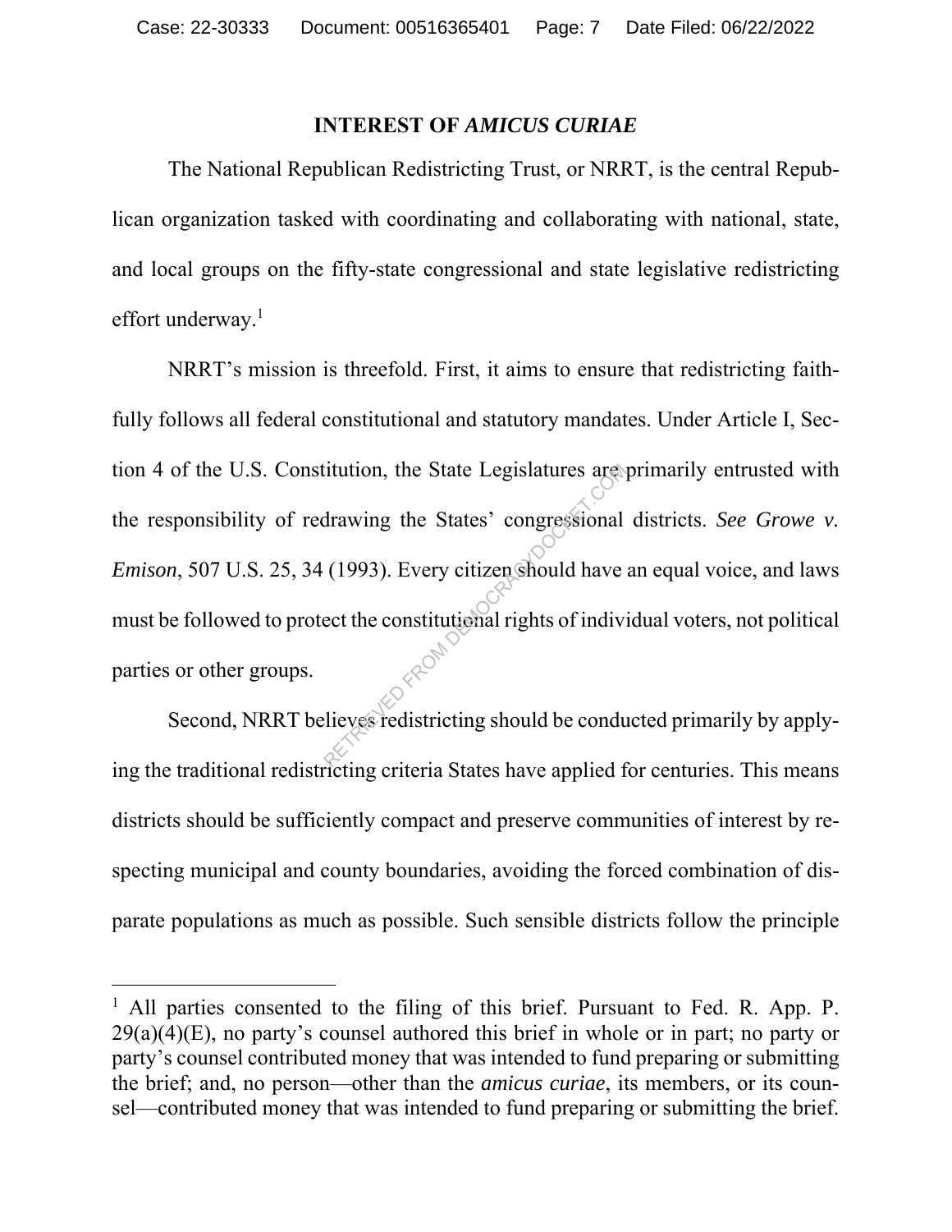## INTEREST OF *AMICUS CURIAE*

The National Republican Redistricting Trust, or NRRT, is the central Republican organization tasked with coordinating and collaborating with national, state, and local groups on the fifty-state congressional and state legislative redistricting effort underway.[1]

NRRT's mission is threefold. First, it aims to ensure that redistricting faithfully follows all federal constitutional and statutory mandates. Under Article I, Section 4 of the U.S. Constitution, the State Legislatures are primarily entrusted with the responsibility of redrawing the States' congressional districts. *See Growe v. Emison*, 507 U.S. 25, 34 (1993). Every citizen should have an equal voice, and laws must be followed to protect the constitutional rights of individual voters, not political parties or other groups.

Second, NRRT believes redistricting should be conducted primarily by applying the traditional redistricting criteria States have applied for centuries. This means districts should be sufficiently compact and preserve communities of interest by respecting municipal and county boundaries, avoiding the forced combination of disparate populations as much as possible. Such sensible districts follow the principle

---

[1] All parties consented to the filing of this brief. Pursuant to Fed. R. App. P. 29(a)(4)(E), no party's counsel authored this brief in whole or in part; no party or party's counsel contributed money that was intended to fund preparing or submitting the brief; and, no person—other than the *amicus curiae*, its members, or its counsel—contributed money that was intended to fund preparing or submitting the brief.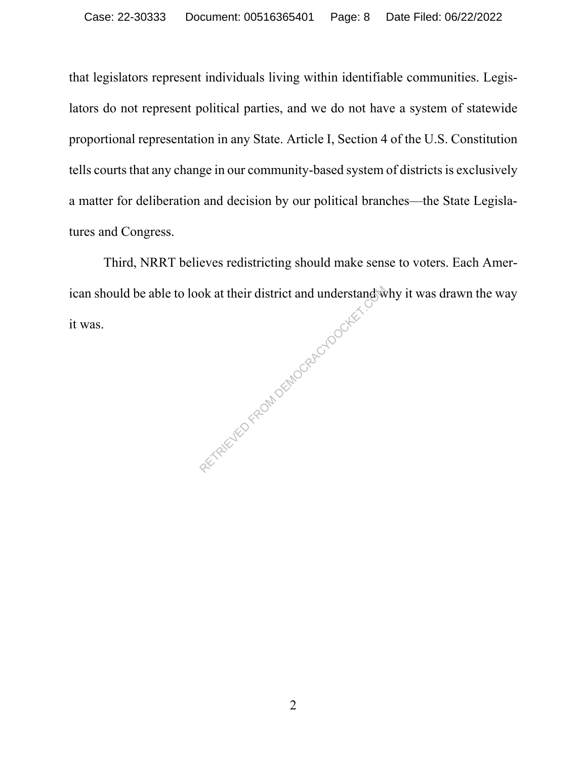that legislators represent individuals living within identifiable communities. Legislators do not represent political parties, and we do not have a system of statewide proportional representation in any State. Article I, Section 4 of the U.S. Constitution tells courts that any change in our community-based system of districts is exclusively a matter for deliberation and decision by our political branches—the State Legislatures and Congress.

Third, NRRT believes redistricting should make sense to voters. Each American should be able to look at their district and understand why it was drawn the way it was.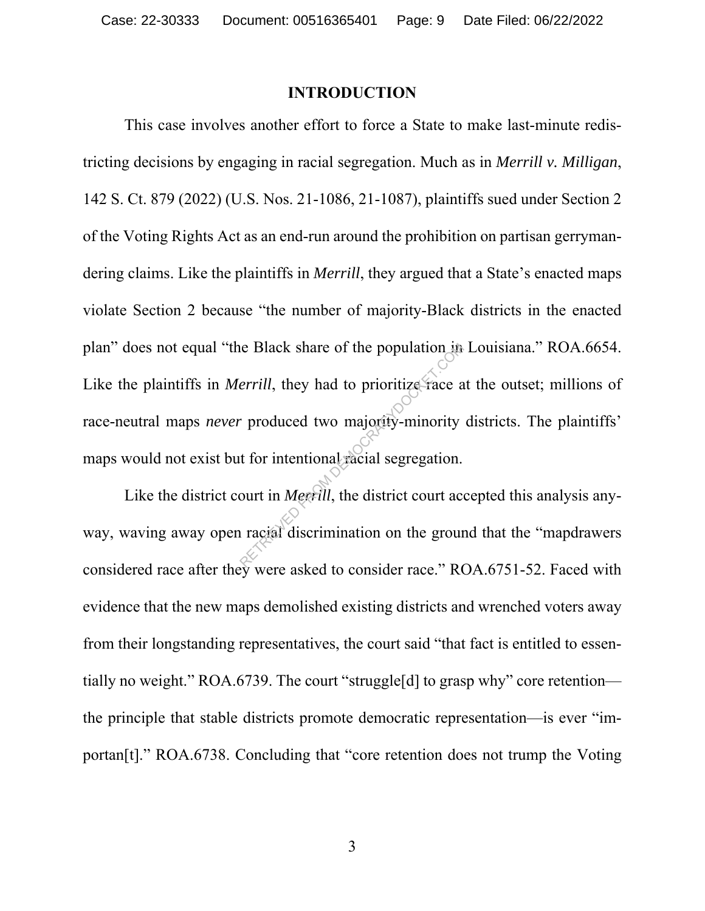# INTRODUCTION

This case involves another effort to force a State to make last-minute redistricting decisions by engaging in racial segregation. Much as in *Merrill v. Milligan*, 142 S. Ct. 879 (2022) (U.S. Nos. 21-1086, 21-1087), plaintiffs sued under Section 2 of the Voting Rights Act as an end-run around the prohibition on partisan gerrymandering claims. Like the plaintiffs in *Merrill*, they argued that a State's enacted maps violate Section 2 because "the number of majority-Black districts in the enacted plan" does not equal "the Black share of the population in Louisiana." ROA.6654. Like the plaintiffs in *Merrill*, they had to prioritize race at the outset; millions of race-neutral maps *never* produced two majority-minority districts. The plaintiffs' maps would not exist but for intentional racial segregation.

Like the district court in *Merrill*, the district court accepted this analysis anyway, waving away open racial discrimination on the ground that the "mapdrawers considered race after they were asked to consider race." ROA.6751-52. Faced with evidence that the new maps demolished existing districts and wrenched voters away from their longstanding representatives, the court said "that fact is entitled to essentially no weight." ROA.6739. The court "struggle[d] to grasp why" core retention—the principle that stable districts promote democratic representation—is ever "importan[t]." ROA.6738. Concluding that "core retention does not trump the Voting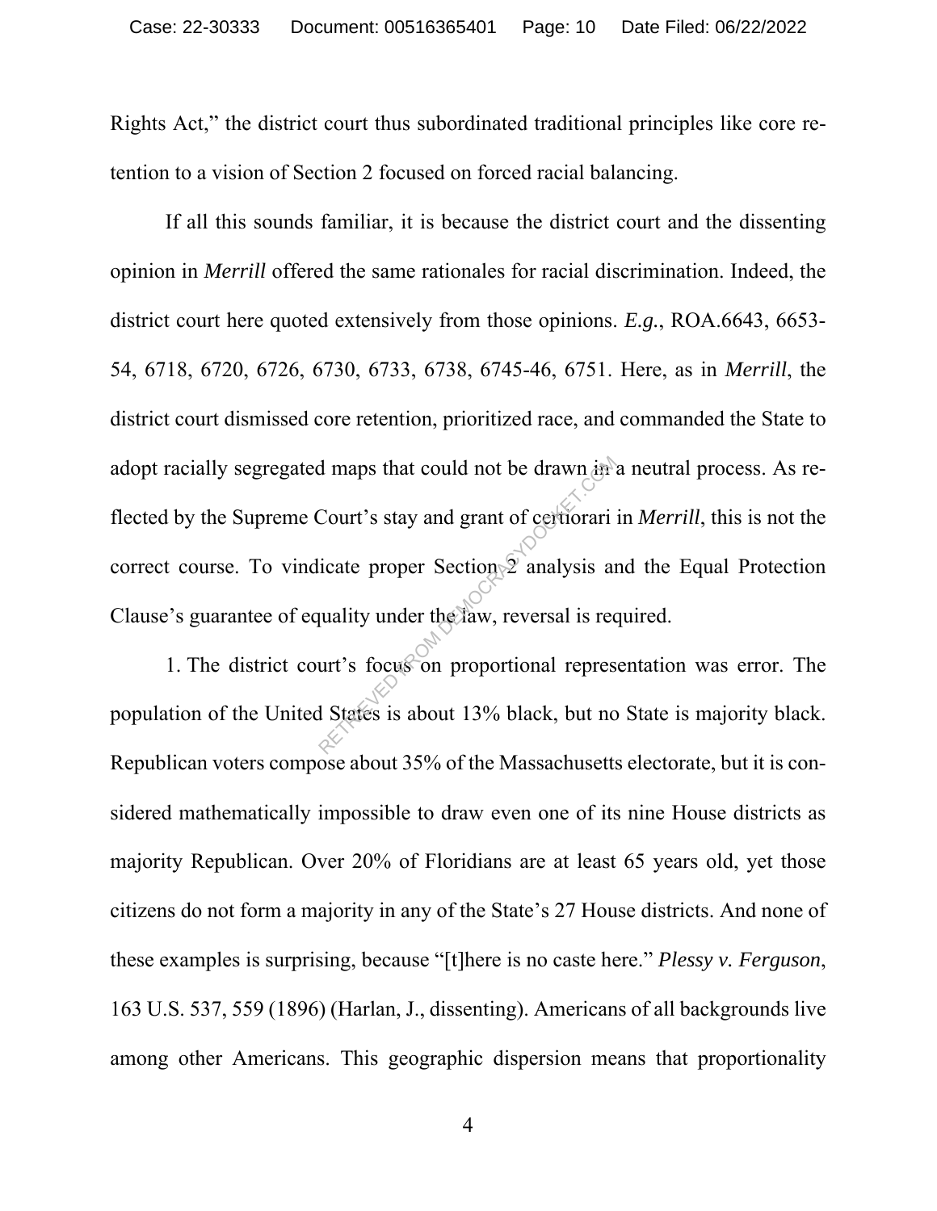Rights Act," the district court thus subordinated traditional principles like core retention to a vision of Section 2 focused on forced racial balancing.

If all this sounds familiar, it is because the district court and the dissenting opinion in *Merrill* offered the same rationales for racial discrimination. Indeed, the district court here quoted extensively from those opinions. *E.g.*, ROA.6643, 6653-54, 6718, 6720, 6726, 6730, 6733, 6738, 6745-46, 6751. Here, as in *Merrill*, the district court dismissed core retention, prioritized race, and commanded the State to adopt racially segregated maps that could not be drawn in a neutral process. As reflected by the Supreme Court's stay and grant of certiorari in *Merrill*, this is not the correct course. To vindicate proper Section 2 analysis and the Equal Protection Clause's guarantee of equality under the law, reversal is required.

1. The district court's focus on proportional representation was error. The population of the United States is about 13% black, but no State is majority black. Republican voters compose about 35% of the Massachusetts electorate, but it is considered mathematically impossible to draw even one of its nine House districts as majority Republican. Over 20% of Floridians are at least 65 years old, yet those citizens do not form a majority in any of the State's 27 House districts. And none of these examples is surprising, because "[t]here is no caste here." *Plessy v. Ferguson*, 163 U.S. 537, 559 (1896) (Harlan, J., dissenting). Americans of all backgrounds live among other Americans. This geographic dispersion means that proportionality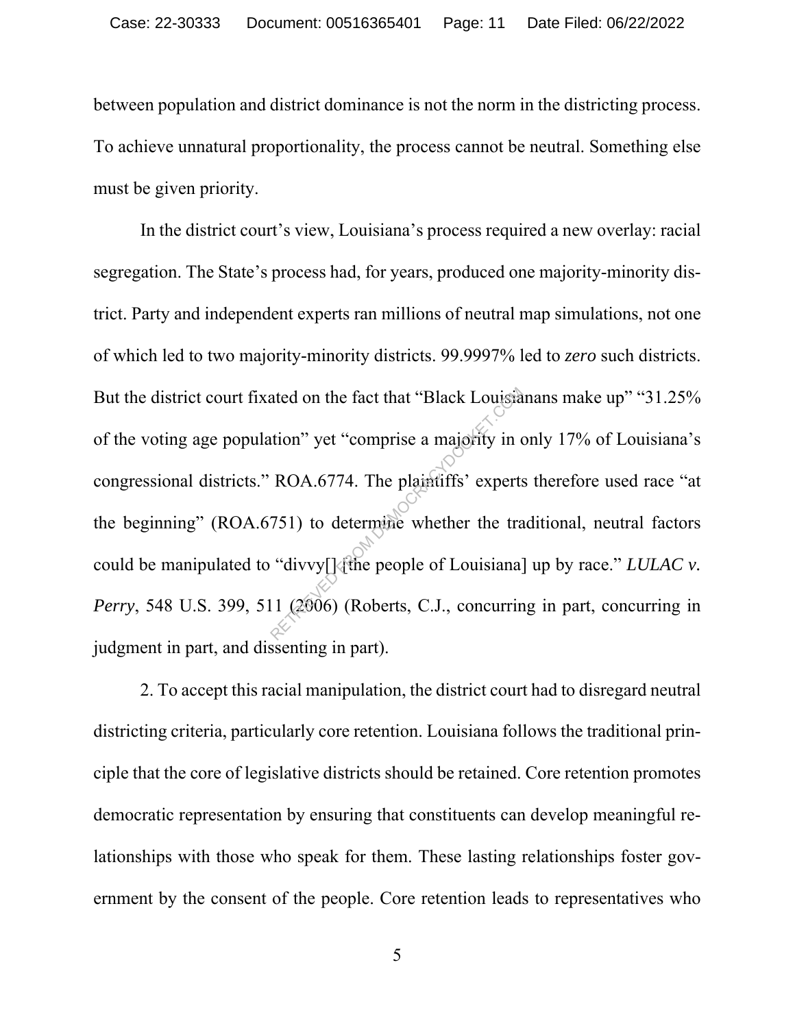between population and district dominance is not the norm in the districting process. To achieve unnatural proportionality, the process cannot be neutral. Something else must be given priority.

In the district court's view, Louisiana's process required a new overlay: racial segregation. The State's process had, for years, produced one majority-minority district. Party and independent experts ran millions of neutral map simulations, not one of which led to two majority-minority districts. 99.9997% led to *zero* such districts. But the district court fixated on the fact that "Black Louisianans make up" "31.25% of the voting age population" yet "comprise a majority in only 17% of Louisiana's congressional districts." ROA.6774. The plaintiffs' experts therefore used race "at the beginning" (ROA.6751) to determine whether the traditional, neutral factors could be manipulated to "divvy[] [the people of Louisiana] up by race." *LULAC v. Perry*, 548 U.S. 399, 511 (2006) (Roberts, C.J., concurring in part, concurring in judgment in part, and dissenting in part).

2. To accept this racial manipulation, the district court had to disregard neutral districting criteria, particularly core retention. Louisiana follows the traditional principle that the core of legislative districts should be retained. Core retention promotes democratic representation by ensuring that constituents can develop meaningful relationships with those who speak for them. These lasting relationships foster government by the consent of the people. Core retention leads to representatives who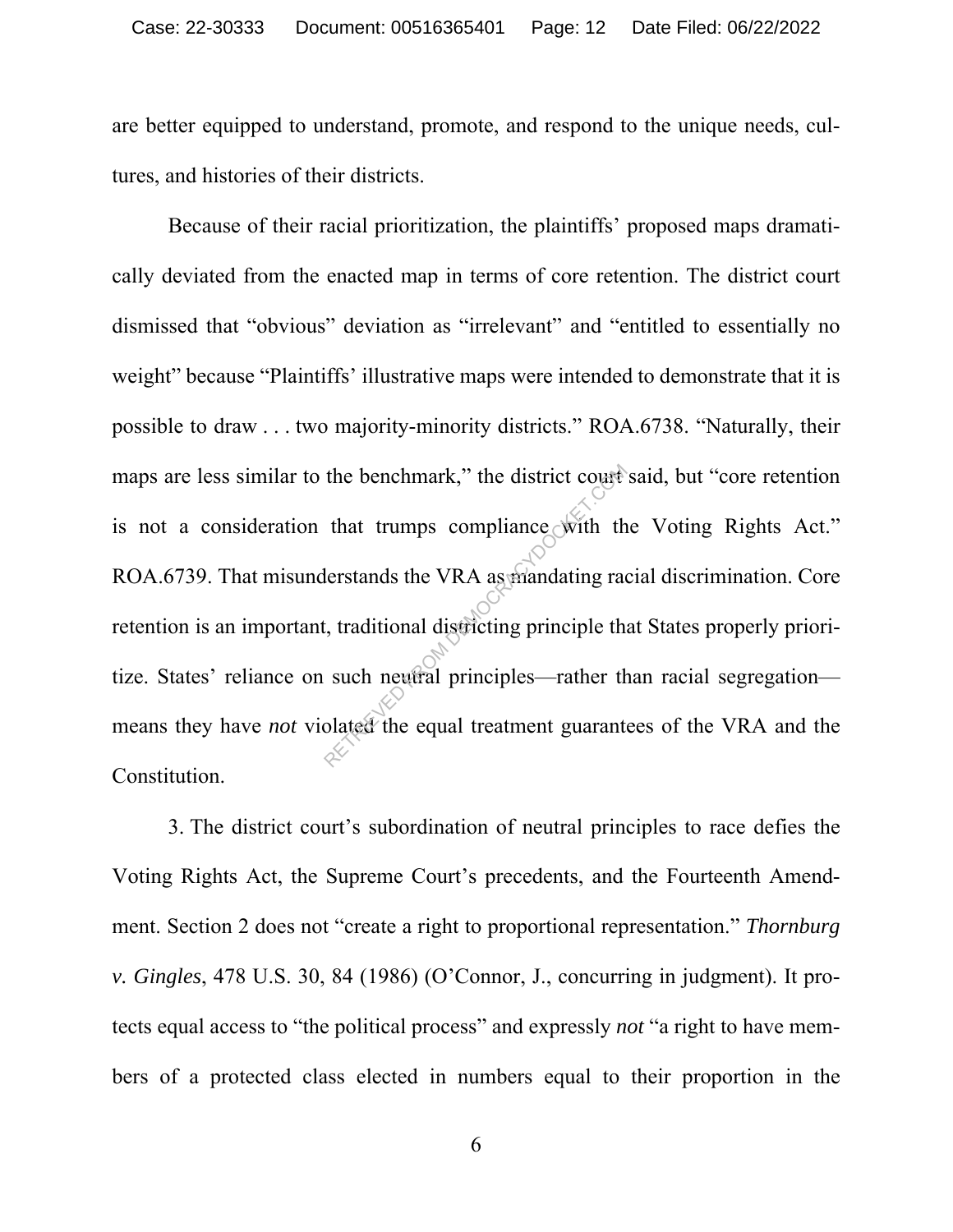are better equipped to understand, promote, and respond to the unique needs, cultures, and histories of their districts.

Because of their racial prioritization, the plaintiffs' proposed maps dramatically deviated from the enacted map in terms of core retention. The district court dismissed that "obvious" deviation as "irrelevant" and "entitled to essentially no weight" because "Plaintiffs' illustrative maps were intended to demonstrate that it is possible to draw . . . two majority-minority districts." ROA.6738. "Naturally, their maps are less similar to the benchmark," the district court said, but "core retention is not a consideration that trumps compliance with the Voting Rights Act." ROA.6739. That misunderstands the VRA as mandating racial discrimination. Core retention is an important, traditional districting principle that States properly prioritize. States' reliance on such neutral principles—rather than racial segregation—means they have *not* violated the equal treatment guarantees of the VRA and the Constitution.

3. The district court's subordination of neutral principles to race defies the Voting Rights Act, the Supreme Court's precedents, and the Fourteenth Amendment. Section 2 does not "create a right to proportional representation." *Thornburg v. Gingles*, 478 U.S. 30, 84 (1986) (O'Connor, J., concurring in judgment). It protects equal access to "the political process" and expressly *not* "a right to have members of a protected class elected in numbers equal to their proportion in the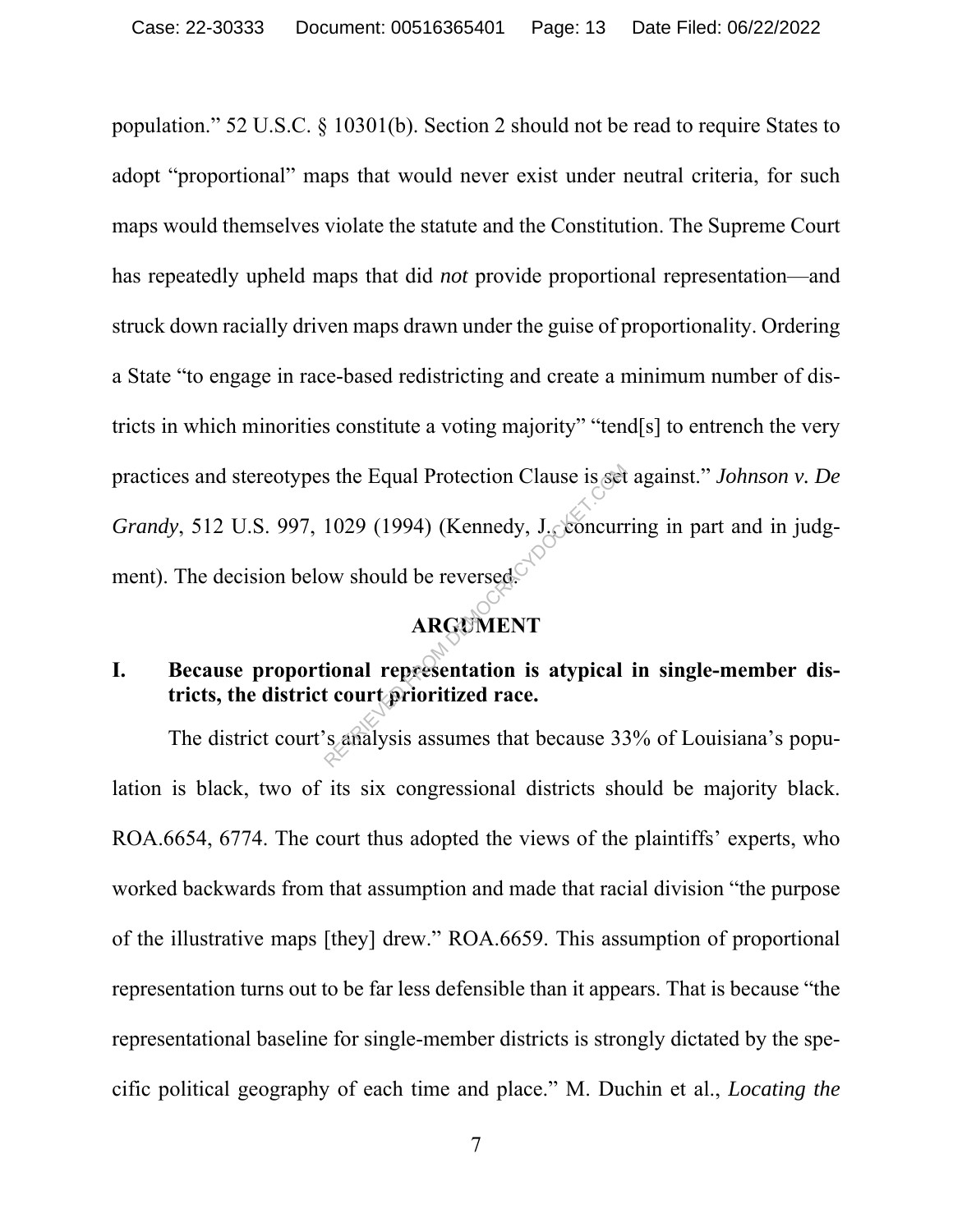population." 52 U.S.C. § 10301(b). Section 2 should not be read to require States to adopt "proportional" maps that would never exist under neutral criteria, for such maps would themselves violate the statute and the Constitution. The Supreme Court has repeatedly upheld maps that did *not* provide proportional representation—and struck down racially driven maps drawn under the guise of proportionality. Ordering a State "to engage in race-based redistricting and create a minimum number of districts in which minorities constitute a voting majority" "tend[s] to entrench the very practices and stereotypes the Equal Protection Clause is set against." *Johnson v. De Grandy*, 512 U.S. 997, 1029 (1994) (Kennedy, J., concurring in part and in judgment). The decision below should be reversed.

## ARGUMENT

### I. Because proportional representation is atypical in single-member districts, the district court prioritized race.

The district court's analysis assumes that because 33% of Louisiana's population is black, two of its six congressional districts should be majority black. ROA.6654, 6774. The court thus adopted the views of the plaintiffs' experts, who worked backwards from that assumption and made that racial division "the purpose of the illustrative maps [they] drew." ROA.6659. This assumption of proportional representation turns out to be far less defensible than it appears. That is because "the representational baseline for single-member districts is strongly dictated by the specific political geography of each time and place." M. Duchin et al., *Locating the*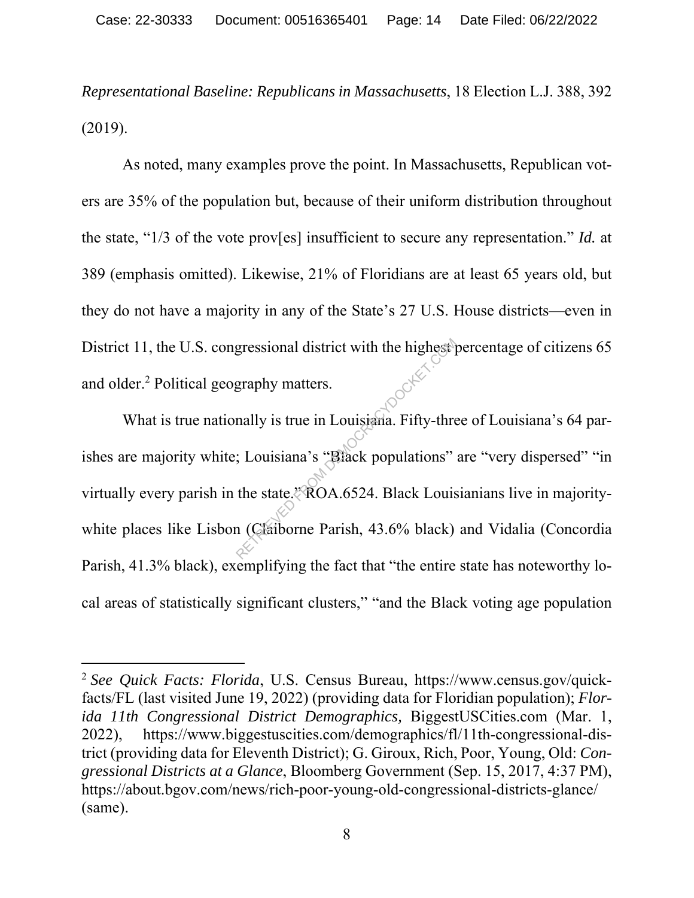*Representational Baseline: Republicans in Massachusetts*, 18 Election L.J. 388, 392 (2019).

As noted, many examples prove the point. In Massachusetts, Republican voters are 35% of the population but, because of their uniform distribution throughout the state, "1/3 of the vote prov[es] insufficient to secure any representation." *Id.* at 389 (emphasis omitted). Likewise, 21% of Floridians are at least 65 years old, but they do not have a majority in any of the State's 27 U.S. House districts—even in District 11, the U.S. congressional district with the highest percentage of citizens 65 and older.[2] Political geography matters.

What is true nationally is true in Louisiana. Fifty-three of Louisiana's 64 parishes are majority white; Louisiana's "Black populations" are "very dispersed" "in virtually every parish in the state." ROA.6524. Black Louisianians live in majority-white places like Lisbon (Claiborne Parish, 43.6% black) and Vidalia (Concordia Parish, 41.3% black), exemplifying the fact that "the entire state has noteworthy local areas of statistically significant clusters," "and the Black voting age population

---

[2] *See Quick Facts: Florida*, U.S. Census Bureau, https://www.census.gov/quickfacts/FL (last visited June 19, 2022) (providing data for Floridian population); *Florida 11th Congressional District Demographics,* BiggestUSCities.com (Mar. 1, 2022), https://www.biggestuscities.com/demographics/fl/11th-congressional-district (providing data for Eleventh District); G. Giroux, Rich, Poor, Young, Old: *Congressional Districts at a Glance*, Bloomberg Government (Sep. 15, 2017, 4:37 PM), https://about.bgov.com/news/rich-poor-young-old-congressional-districts-glance/ (same).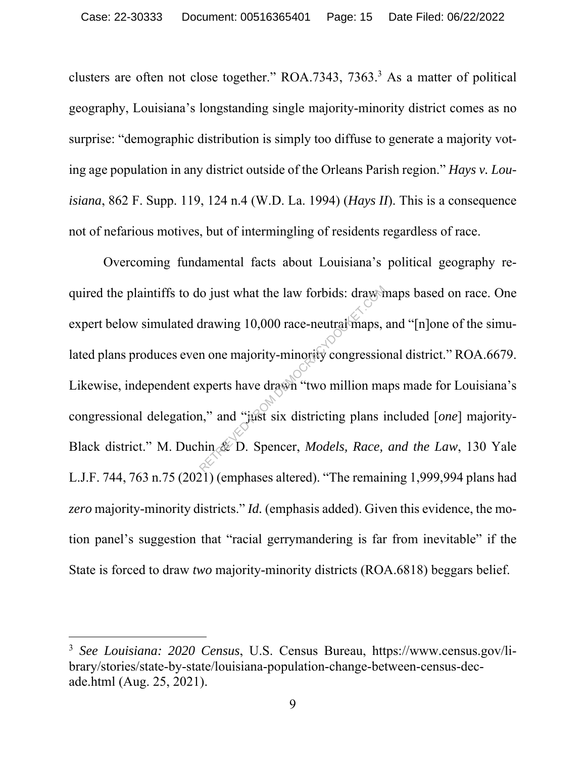clusters are often not close together." ROA.7343, 7363.[3] As a matter of political geography, Louisiana's longstanding single majority-minority district comes as no surprise: "demographic distribution is simply too diffuse to generate a majority voting age population in any district outside of the Orleans Parish region." *Hays v. Louisiana*, 862 F. Supp. 119, 124 n.4 (W.D. La. 1994) (*Hays II*). This is a consequence not of nefarious motives, but of intermingling of residents regardless of race.

Overcoming fundamental facts about Louisiana's political geography required the plaintiffs to do just what the law forbids: draw maps based on race. One expert below simulated drawing 10,000 race-neutral maps, and "[n]one of the simulated plans produces even one majority-minority congressional district." ROA.6679. Likewise, independent experts have drawn "two million maps made for Louisiana's congressional delegation," and "just six districting plans included [*one*] majority-Black district." M. Duchin & D. Spencer, *Models, Race, and the Law*, 130 Yale L.J.F. 744, 763 n.75 (2021) (emphases altered). "The remaining 1,999,994 plans had *zero* majority-minority districts." *Id.* (emphasis added). Given this evidence, the motion panel's suggestion that "racial gerrymandering is far from inevitable" if the State is forced to draw *two* majority-minority districts (ROA.6818) beggars belief.

---

[3] *See Louisiana: 2020 Census*, U.S. Census Bureau, https://www.census.gov/library/stories/state-by-state/louisiana-population-change-between-census-decade.html (Aug. 25, 2021).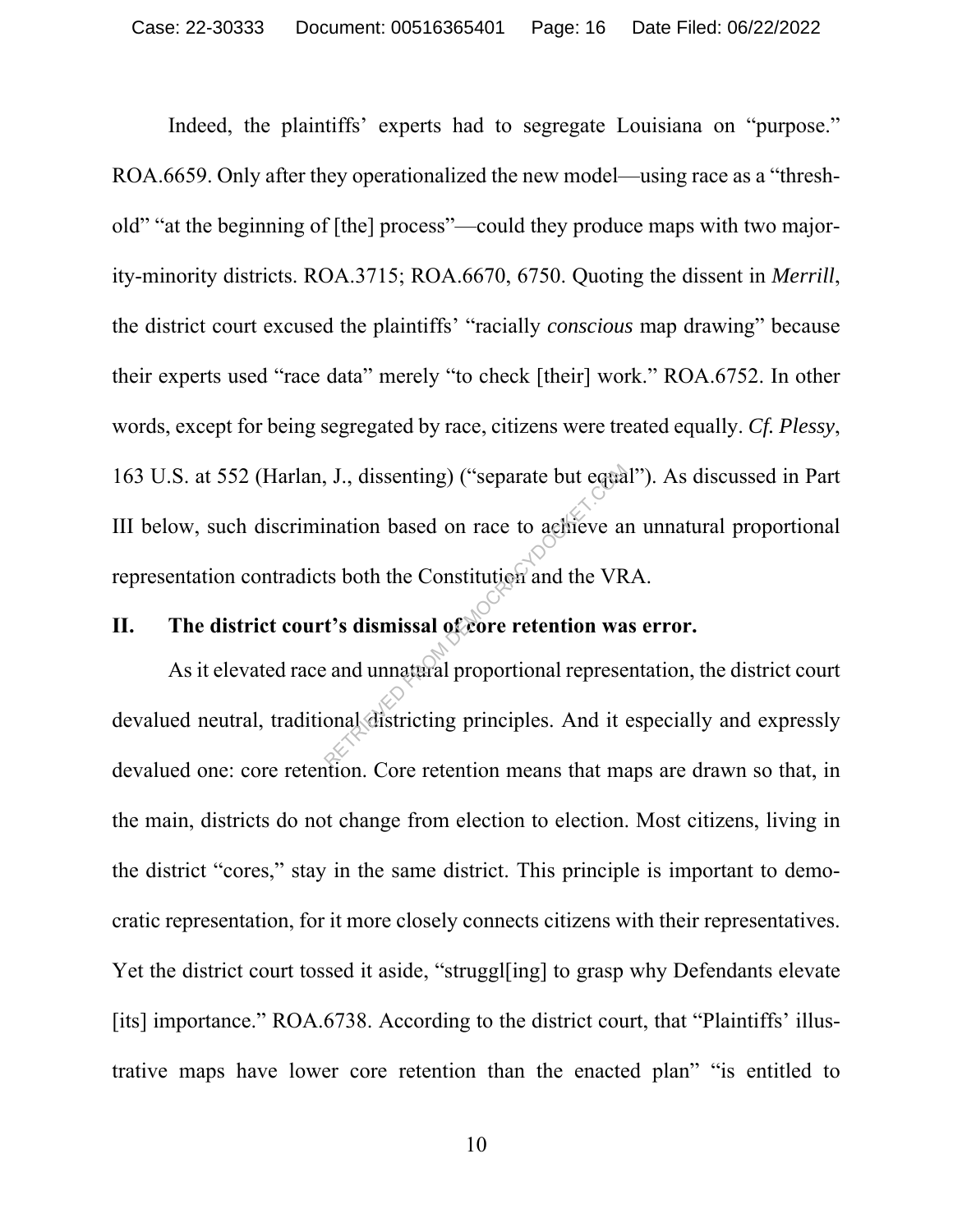Indeed, the plaintiffs' experts had to segregate Louisiana on "purpose." ROA.6659. Only after they operationalized the new model—using race as a "threshold" "at the beginning of [the] process"—could they produce maps with two majority-minority districts. ROA.3715; ROA.6670, 6750. Quoting the dissent in *Merrill*, the district court excused the plaintiffs' "racially *conscious* map drawing" because their experts used "race data" merely "to check [their] work." ROA.6752. In other words, except for being segregated by race, citizens were treated equally. *Cf. Plessy*, 163 U.S. at 552 (Harlan, J., dissenting) ("separate but equal"). As discussed in Part III below, such discrimination based on race to achieve an unnatural proportional representation contradicts both the Constitution and the VRA.

## II. The district court's dismissal of core retention was error.

As it elevated race and unnatural proportional representation, the district court devalued neutral, traditional districting principles. And it especially and expressly devalued one: core retention. Core retention means that maps are drawn so that, in the main, districts do not change from election to election. Most citizens, living in the district "cores," stay in the same district. This principle is important to democratic representation, for it more closely connects citizens with their representatives. Yet the district court tossed it aside, "struggl[ing] to grasp why Defendants elevate [its] importance." ROA.6738. According to the district court, that "Plaintiffs' illustrative maps have lower core retention than the enacted plan" "is entitled to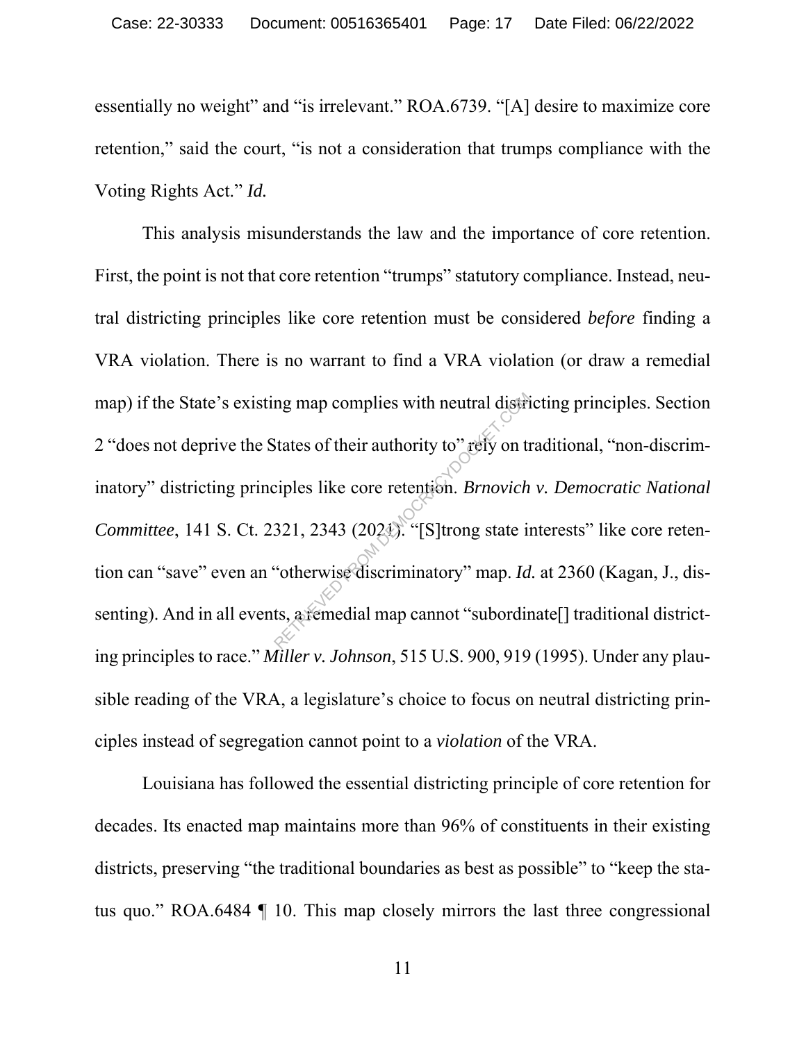essentially no weight" and "is irrelevant." ROA.6739. "[A] desire to maximize core retention," said the court, "is not a consideration that trumps compliance with the Voting Rights Act." *Id.*

This analysis misunderstands the law and the importance of core retention. First, the point is not that core retention "trumps" statutory compliance. Instead, neutral districting principles like core retention must be considered *before* finding a VRA violation. There is no warrant to find a VRA violation (or draw a remedial map) if the State's existing map complies with neutral districting principles. Section 2 "does not deprive the States of their authority to" rely on traditional, "non-discriminatory" districting principles like core retention. *Brnovich v. Democratic National Committee*, 141 S. Ct. 2321, 2343 (2021). "[S]trong state interests" like core retention can "save" even an "otherwise discriminatory" map. *Id.* at 2360 (Kagan, J., dissenting). And in all events, a remedial map cannot "subordinate[] traditional districting principles to race." *Miller v. Johnson*, 515 U.S. 900, 919 (1995). Under any plausible reading of the VRA, a legislature's choice to focus on neutral districting principles instead of segregation cannot point to a *violation* of the VRA.

Louisiana has followed the essential districting principle of core retention for decades. Its enacted map maintains more than 96% of constituents in their existing districts, preserving "the traditional boundaries as best as possible" to "keep the status quo." ROA.6484 ¶ 10. This map closely mirrors the last three congressional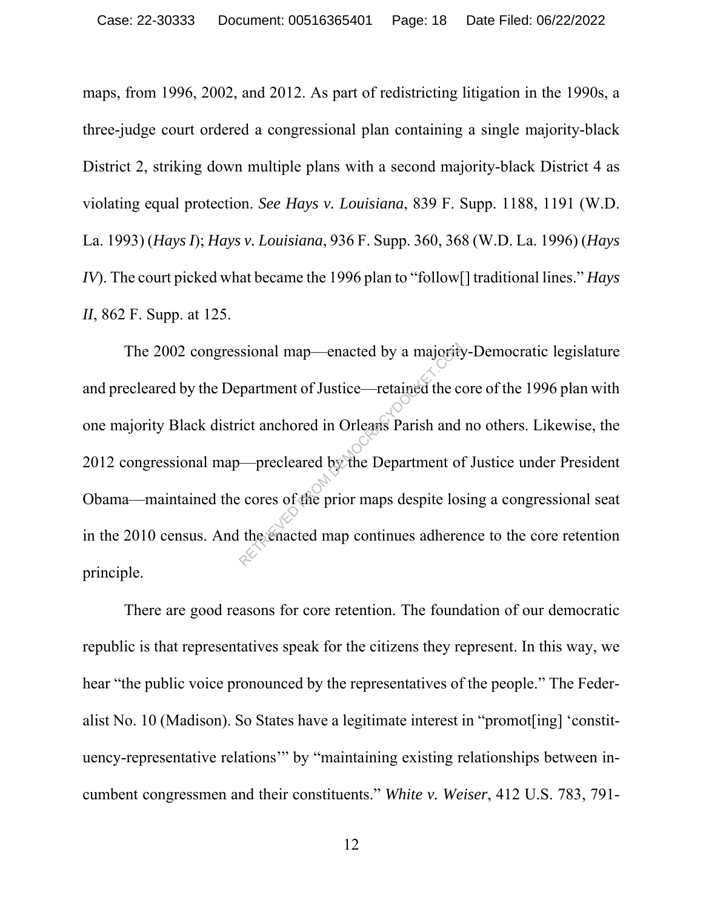maps, from 1996, 2002, and 2012. As part of redistricting litigation in the 1990s, a three-judge court ordered a congressional plan containing a single majority-black District 2, striking down multiple plans with a second majority-black District 4 as violating equal protection. *See Hays v. Louisiana*, 839 F. Supp. 1188, 1191 (W.D. La. 1993) (*Hays I*); *Hays v. Louisiana*, 936 F. Supp. 360, 368 (W.D. La. 1996) (*Hays IV*). The court picked what became the 1996 plan to "follow[] traditional lines." *Hays II*, 862 F. Supp. at 125.

The 2002 congressional map—enacted by a majority-Democratic legislature and precleared by the Department of Justice—retained the core of the 1996 plan with one majority Black district anchored in Orleans Parish and no others. Likewise, the 2012 congressional map—precleared by the Department of Justice under President Obama—maintained the cores of the prior maps despite losing a congressional seat in the 2010 census. And the enacted map continues adherence to the core retention principle.

There are good reasons for core retention. The foundation of our democratic republic is that representatives speak for the citizens they represent. In this way, we hear "the public voice pronounced by the representatives of the people." The Federalist No. 10 (Madison). So States have a legitimate interest in "promot[ing] 'constituency-representative relations'" by "maintaining existing relationships between incumbent congressmen and their constituents." *White v. Weiser*, 412 U.S. 783, 791-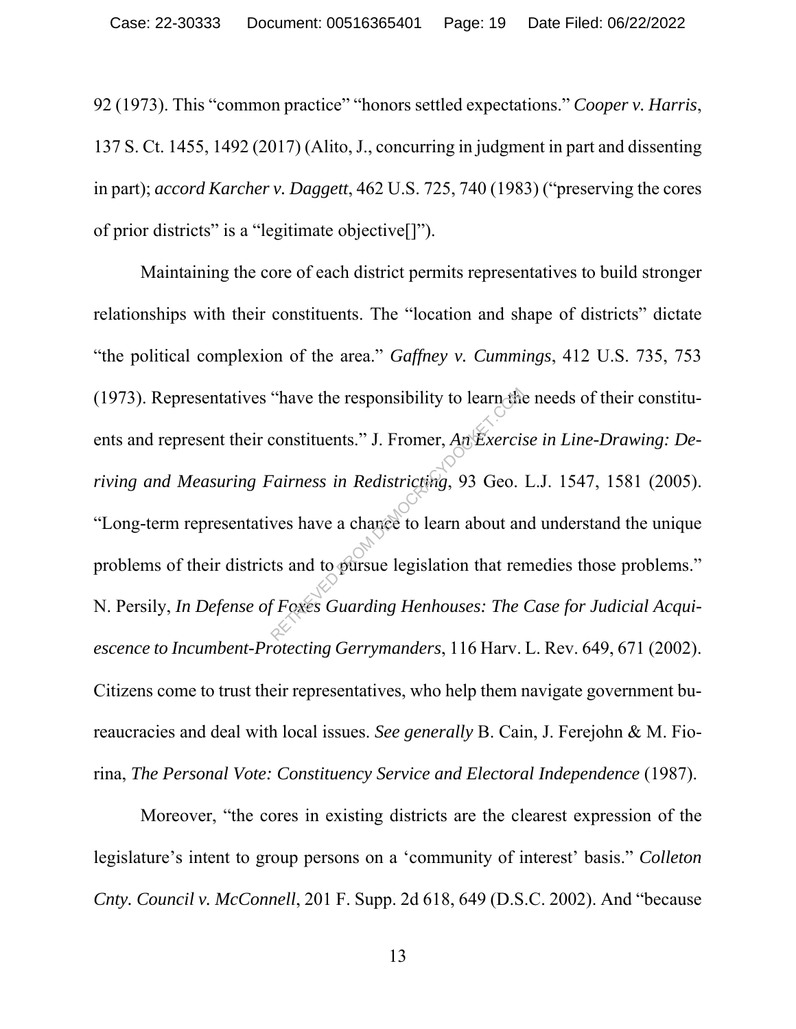92 (1973). This "common practice" "honors settled expectations." *Cooper v. Harris*, 137 S. Ct. 1455, 1492 (2017) (Alito, J., concurring in judgment in part and dissenting in part); *accord Karcher v. Daggett*, 462 U.S. 725, 740 (1983) ("preserving the cores of prior districts" is a "legitimate objective[]").

Maintaining the core of each district permits representatives to build stronger relationships with their constituents. The "location and shape of districts" dictate "the political complexion of the area." *Gaffney v. Cummings*, 412 U.S. 735, 753 (1973). Representatives "have the responsibility to learn the needs of their constituents and represent their constituents." J. Fromer, *An Exercise in Line-Drawing: Deriving and Measuring Fairness in Redistricting*, 93 Geo. L.J. 1547, 1581 (2005). "Long-term representatives have a chance to learn about and understand the unique problems of their districts and to pursue legislation that remedies those problems." N. Persily, *In Defense of Foxes Guarding Henhouses: The Case for Judicial Acquiescence to Incumbent-Protecting Gerrymanders*, 116 Harv. L. Rev. 649, 671 (2002). Citizens come to trust their representatives, who help them navigate government bureaucracies and deal with local issues. *See generally* B. Cain, J. Ferejohn & M. Fiorina, *The Personal Vote: Constituency Service and Electoral Independence* (1987).

Moreover, "the cores in existing districts are the clearest expression of the legislature's intent to group persons on a 'community of interest' basis." *Colleton Cnty. Council v. McConnell*, 201 F. Supp. 2d 618, 649 (D.S.C. 2002). And "because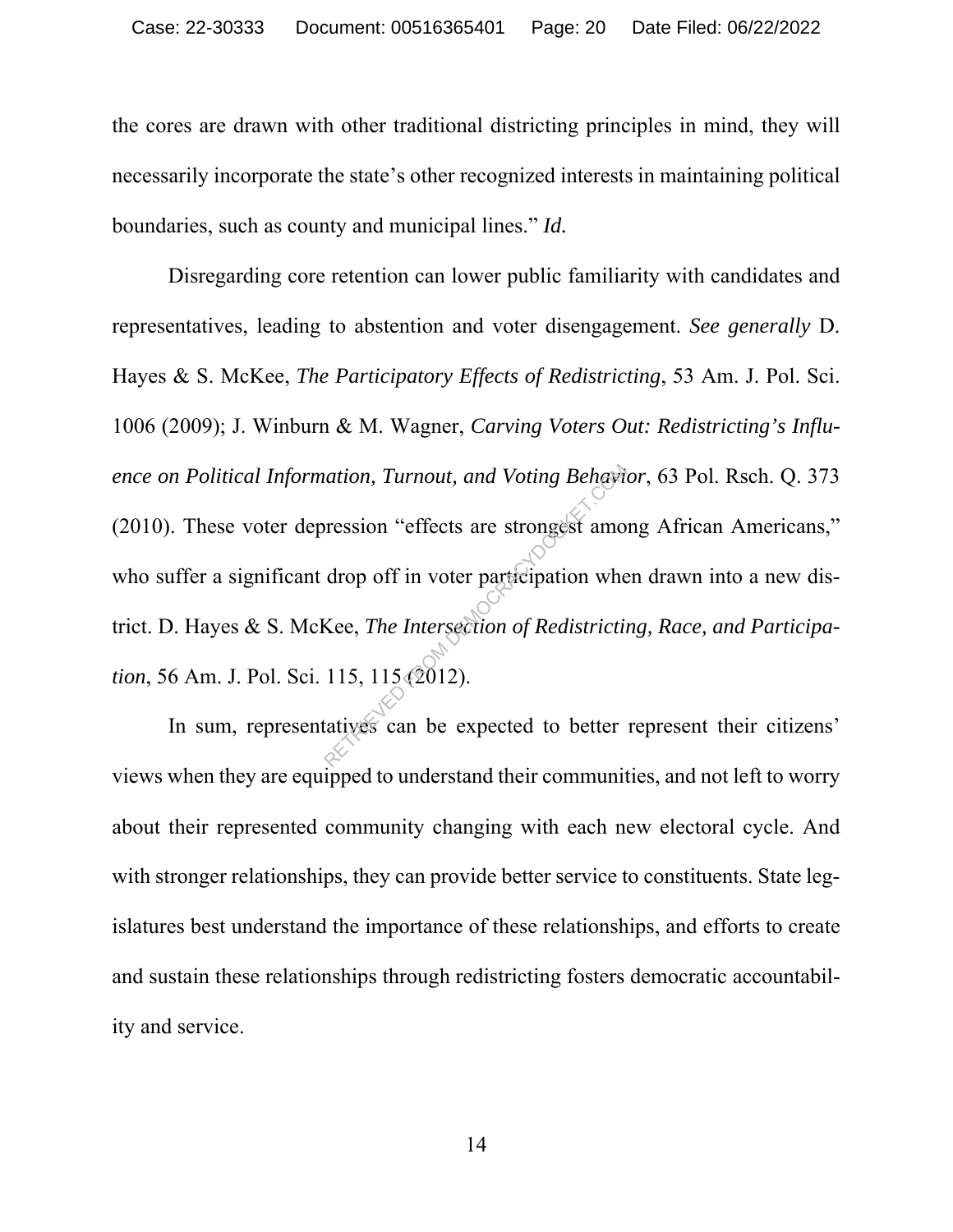the cores are drawn with other traditional districting principles in mind, they will necessarily incorporate the state's other recognized interests in maintaining political boundaries, such as county and municipal lines." *Id.*

Disregarding core retention can lower public familiarity with candidates and representatives, leading to abstention and voter disengagement. *See generally* D. Hayes & S. McKee, *The Participatory Effects of Redistricting*, 53 Am. J. Pol. Sci. 1006 (2009); J. Winburn & M. Wagner, *Carving Voters Out: Redistricting's Influence on Political Information, Turnout, and Voting Behavior*, 63 Pol. Rsch. Q. 373 (2010). These voter depression "effects are strongest among African Americans," who suffer a significant drop off in voter participation when drawn into a new district. D. Hayes & S. McKee, *The Intersection of Redistricting, Race, and Participation*, 56 Am. J. Pol. Sci. 115, 115 (2012).

In sum, representatives can be expected to better represent their citizens' views when they are equipped to understand their communities, and not left to worry about their represented community changing with each new electoral cycle. And with stronger relationships, they can provide better service to constituents. State legislatures best understand the importance of these relationships, and efforts to create and sustain these relationships through redistricting fosters democratic accountability and service.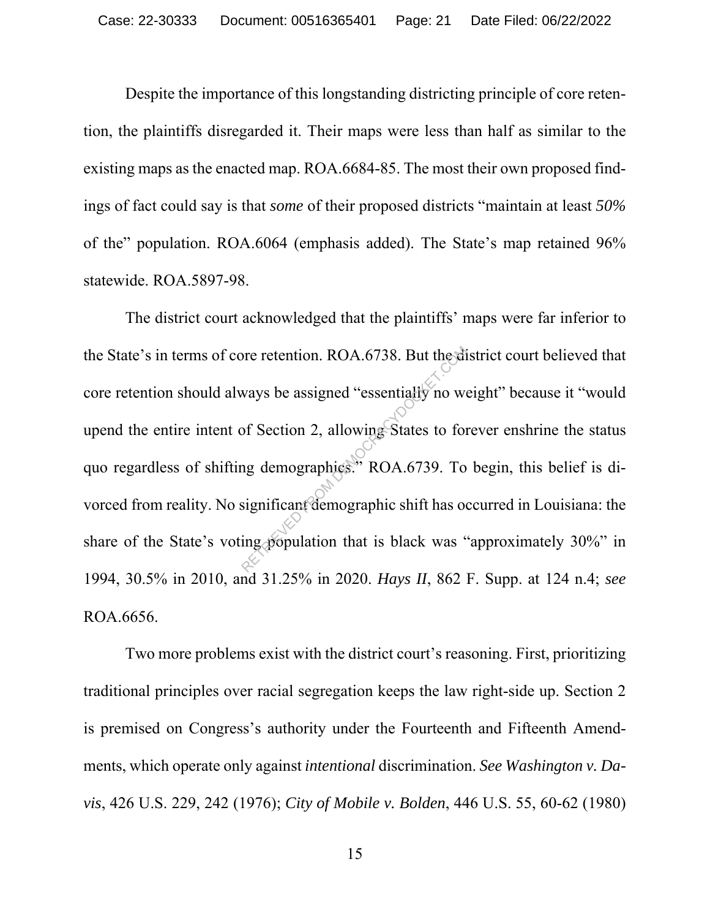Despite the importance of this longstanding districting principle of core retention, the plaintiffs disregarded it. Their maps were less than half as similar to the existing maps as the enacted map. ROA.6684-85. The most their own proposed findings of fact could say is that *some* of their proposed districts "maintain at least *50%* of the" population. ROA.6064 (emphasis added). The State's map retained 96% statewide. ROA.5897-98.

The district court acknowledged that the plaintiffs' maps were far inferior to the State's in terms of core retention. ROA.6738. But the district court believed that core retention should always be assigned "essentially no weight" because it "would upend the entire intent of Section 2, allowing States to forever enshrine the status quo regardless of shifting demographics." ROA.6739. To begin, this belief is divorced from reality. No significant demographic shift has occurred in Louisiana: the share of the State's voting population that is black was "approximately 30%" in 1994, 30.5% in 2010, and 31.25% in 2020. *Hays II*, 862 F. Supp. at 124 n.4; *see* ROA.6656.

Two more problems exist with the district court's reasoning. First, prioritizing traditional principles over racial segregation keeps the law right-side up. Section 2 is premised on Congress's authority under the Fourteenth and Fifteenth Amendments, which operate only against *intentional* discrimination. *See Washington v. Davis*, 426 U.S. 229, 242 (1976); *City of Mobile v. Bolden*, 446 U.S. 55, 60-62 (1980)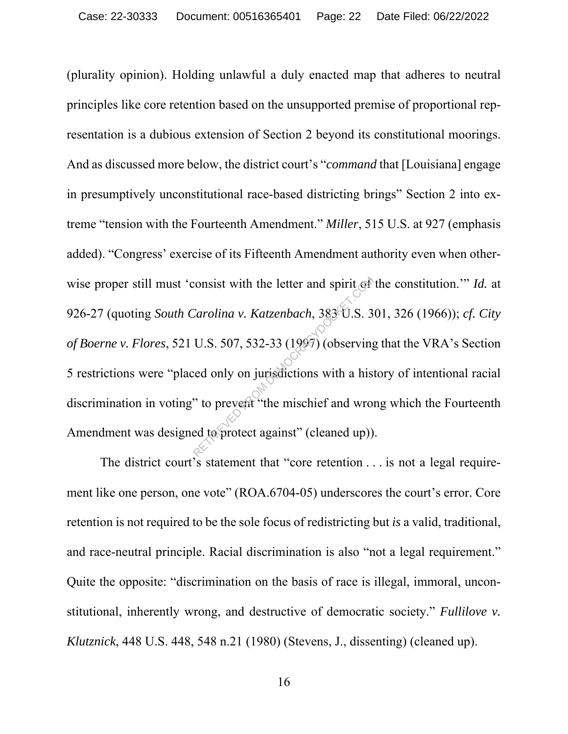(plurality opinion). Holding unlawful a duly enacted map that adheres to neutral principles like core retention based on the unsupported premise of proportional representation is a dubious extension of Section 2 beyond its constitutional moorings. And as discussed more below, the district court's "*command* that [Louisiana] engage in presumptively unconstitutional race-based districting brings" Section 2 into extreme "tension with the Fourteenth Amendment." *Miller*, 515 U.S. at 927 (emphasis added). "Congress' exercise of its Fifteenth Amendment authority even when otherwise proper still must 'consist with the letter and spirit of the constitution.'" *Id.* at 926-27 (quoting *South Carolina v. Katzenbach*, 383 U.S. 301, 326 (1966)); *cf. City of Boerne v. Flores*, 521 U.S. 507, 532-33 (1997) (observing that the VRA's Section 5 restrictions were "placed only on jurisdictions with a history of intentional racial discrimination in voting" to prevent "the mischief and wrong which the Fourteenth Amendment was designed to protect against" (cleaned up)).

The district court's statement that "core retention . . . is not a legal requirement like one person, one vote" (ROA.6704-05) underscores the court's error. Core retention is not required to be the sole focus of redistricting but *is* a valid, traditional, and race-neutral principle. Racial discrimination is also "not a legal requirement." Quite the opposite: "discrimination on the basis of race is illegal, immoral, unconstitutional, inherently wrong, and destructive of democratic society." *Fullilove v. Klutznick*, 448 U.S. 448, 548 n.21 (1980) (Stevens, J., dissenting) (cleaned up).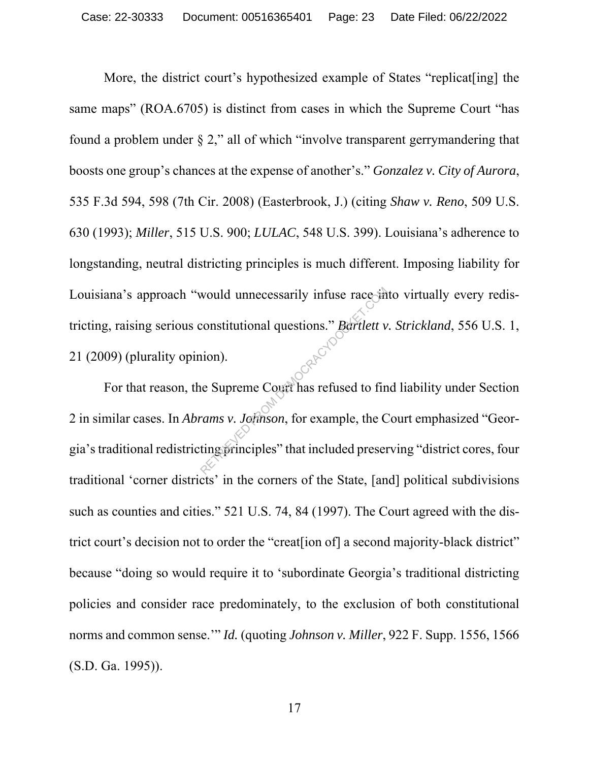More, the district court's hypothesized example of States "replicat[ing] the same maps" (ROA.6705) is distinct from cases in which the Supreme Court "has found a problem under § 2," all of which "involve transparent gerrymandering that boosts one group's chances at the expense of another's." *Gonzalez v. City of Aurora*, 535 F.3d 594, 598 (7th Cir. 2008) (Easterbrook, J.) (citing *Shaw v. Reno*, 509 U.S. 630 (1993); *Miller*, 515 U.S. 900; *LULAC*, 548 U.S. 399). Louisiana's adherence to longstanding, neutral districting principles is much different. Imposing liability for Louisiana's approach "would unnecessarily infuse race into virtually every redistricting, raising serious constitutional questions." *Bartlett v. Strickland*, 556 U.S. 1, 21 (2009) (plurality opinion).

For that reason, the Supreme Court has refused to find liability under Section 2 in similar cases. In *Abrams v. Johnson*, for example, the Court emphasized "Georgia's traditional redistricting principles" that included preserving "district cores, four traditional 'corner districts' in the corners of the State, [and] political subdivisions such as counties and cities." 521 U.S. 74, 84 (1997). The Court agreed with the district court's decision not to order the "creat[ion of] a second majority-black district" because "doing so would require it to 'subordinate Georgia's traditional districting policies and consider race predominately, to the exclusion of both constitutional norms and common sense.'" *Id.* (quoting *Johnson v. Miller*, 922 F. Supp. 1556, 1566 (S.D. Ga. 1995)).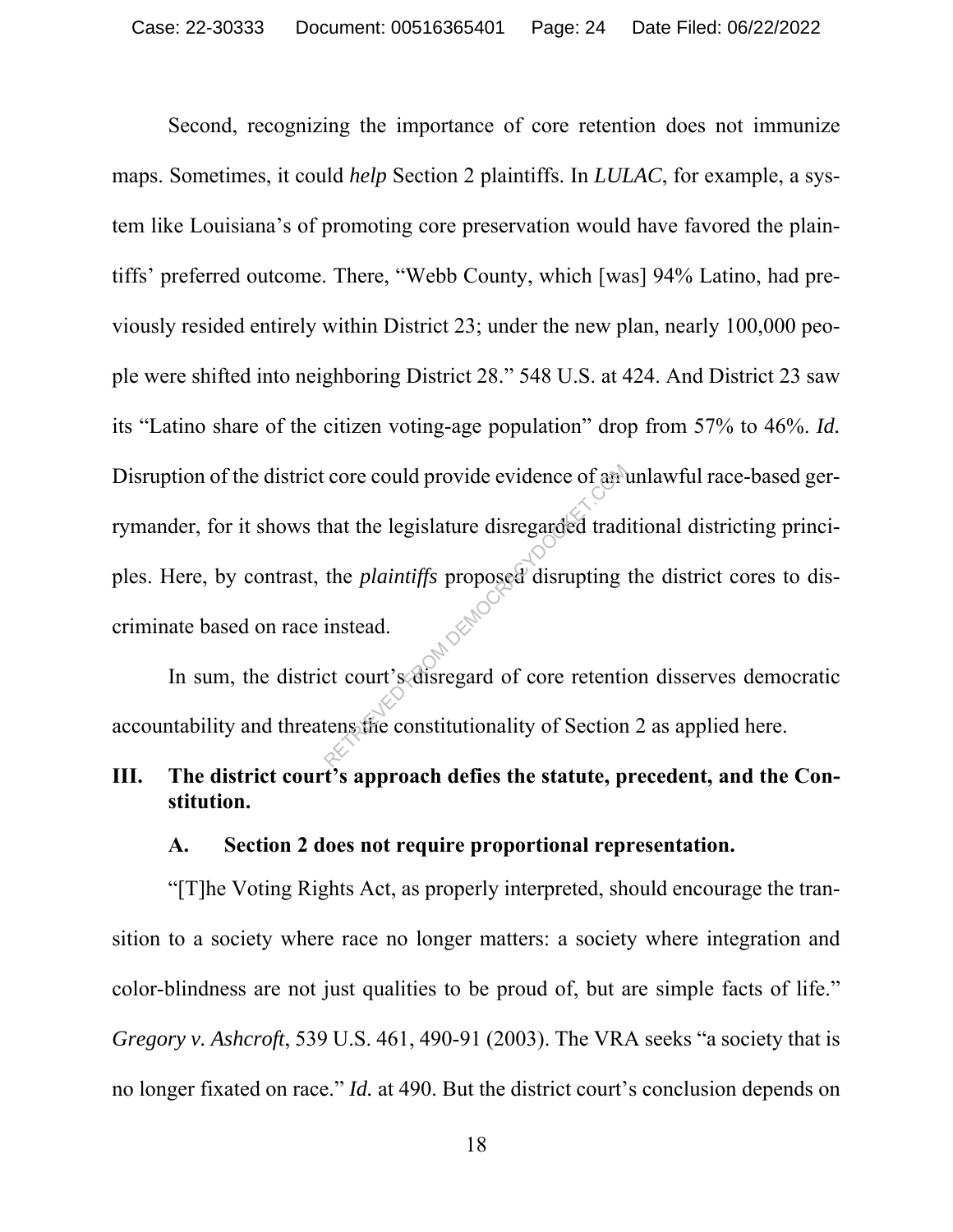Second, recognizing the importance of core retention does not immunize maps. Sometimes, it could *help* Section 2 plaintiffs. In *LULAC*, for example, a system like Louisiana's of promoting core preservation would have favored the plaintiffs' preferred outcome. There, "Webb County, which [was] 94% Latino, had previously resided entirely within District 23; under the new plan, nearly 100,000 people were shifted into neighboring District 28." 548 U.S. at 424. And District 23 saw its "Latino share of the citizen voting-age population" drop from 57% to 46%. *Id.* Disruption of the district core could provide evidence of an unlawful race-based gerrymander, for it shows that the legislature disregarded traditional districting principles. Here, by contrast, the *plaintiffs* proposed disrupting the district cores to discriminate based on race instead.

In sum, the district court's disregard of core retention disserves democratic accountability and threatens the constitutionality of Section 2 as applied here.

## III. The district court's approach defies the statute, precedent, and the Constitution.

### A. Section 2 does not require proportional representation.

"[T]he Voting Rights Act, as properly interpreted, should encourage the transition to a society where race no longer matters: a society where integration and color-blindness are not just qualities to be proud of, but are simple facts of life." *Gregory v. Ashcroft*, 539 U.S. 461, 490-91 (2003). The VRA seeks "a society that is no longer fixated on race." *Id.* at 490. But the district court's conclusion depends on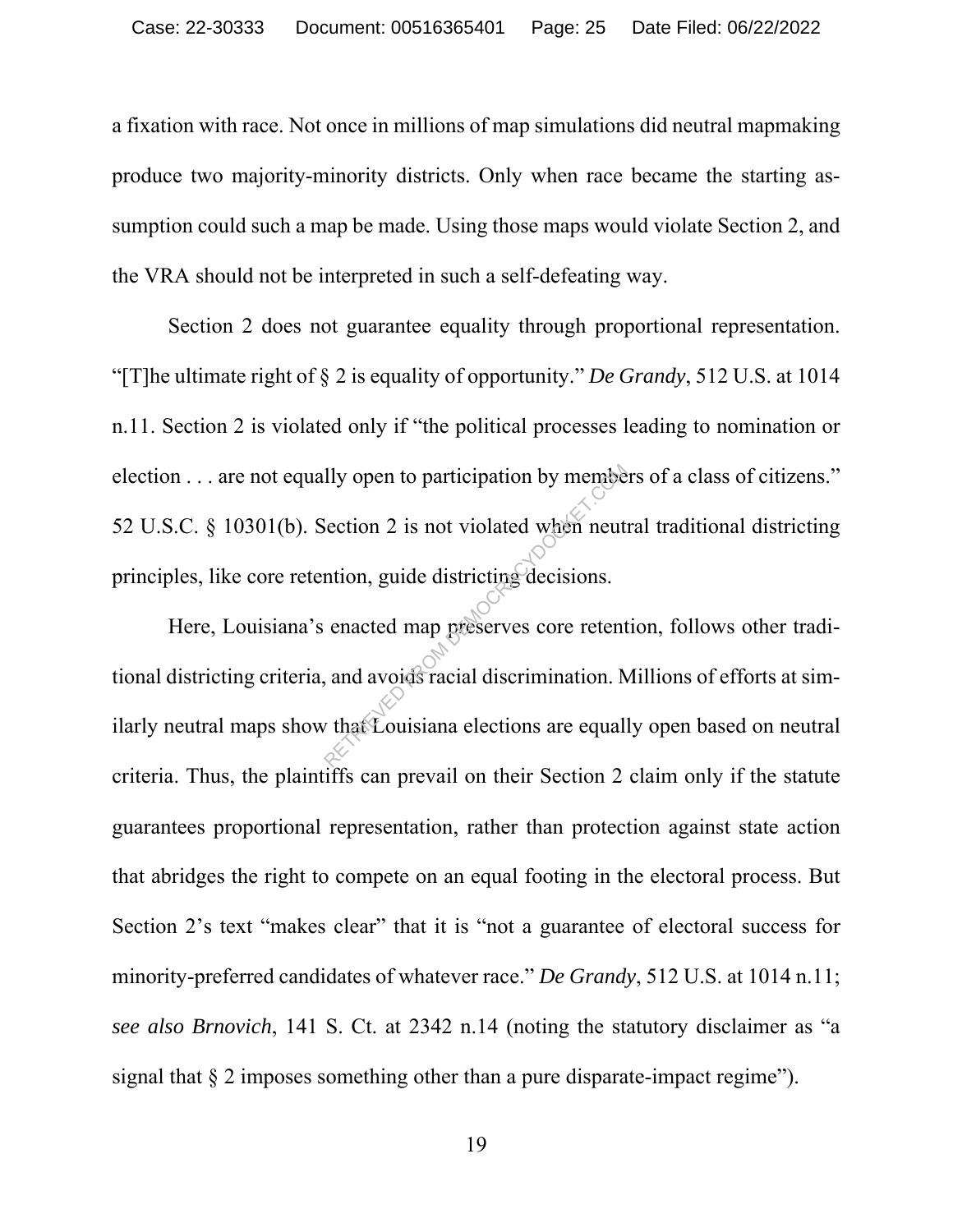a fixation with race. Not once in millions of map simulations did neutral mapmaking produce two majority-minority districts. Only when race became the starting assumption could such a map be made. Using those maps would violate Section 2, and the VRA should not be interpreted in such a self-defeating way.

Section 2 does not guarantee equality through proportional representation. "[T]he ultimate right of § 2 is equality of opportunity." *De Grandy*, 512 U.S. at 1014 n.11. Section 2 is violated only if "the political processes leading to nomination or election . . . are not equally open to participation by members of a class of citizens." 52 U.S.C. § 10301(b). Section 2 is not violated when neutral traditional districting principles, like core retention, guide districting decisions.

Here, Louisiana's enacted map preserves core retention, follows other traditional districting criteria, and avoids racial discrimination. Millions of efforts at similarly neutral maps show that Louisiana elections are equally open based on neutral criteria. Thus, the plaintiffs can prevail on their Section 2 claim only if the statute guarantees proportional representation, rather than protection against state action that abridges the right to compete on an equal footing in the electoral process. But Section 2's text "makes clear" that it is "not a guarantee of electoral success for minority-preferred candidates of whatever race." *De Grandy*, 512 U.S. at 1014 n.11; *see also Brnovich*, 141 S. Ct. at 2342 n.14 (noting the statutory disclaimer as "a signal that § 2 imposes something other than a pure disparate-impact regime").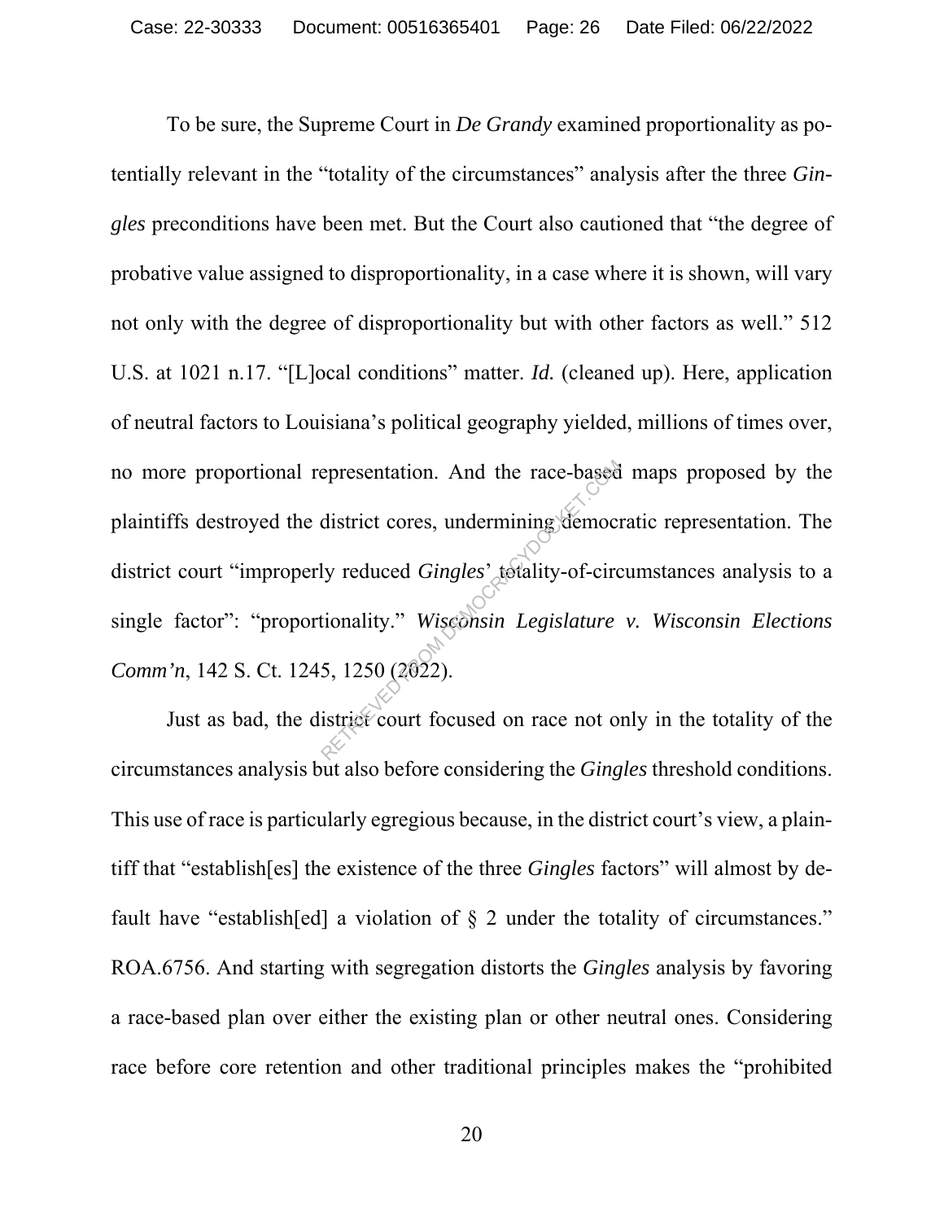To be sure, the Supreme Court in *De Grandy* examined proportionality as potentially relevant in the "totality of the circumstances" analysis after the three *Gingles* preconditions have been met. But the Court also cautioned that "the degree of probative value assigned to disproportionality, in a case where it is shown, will vary not only with the degree of disproportionality but with other factors as well." 512 U.S. at 1021 n.17. "[L]ocal conditions" matter. *Id.* (cleaned up). Here, application of neutral factors to Louisiana's political geography yielded, millions of times over, no more proportional representation. And the race-based maps proposed by the plaintiffs destroyed the district cores, undermining democratic representation. The district court "improperly reduced *Gingles*' totality-of-circumstances analysis to a single factor": "proportionality." *Wisconsin Legislature v. Wisconsin Elections Comm'n*, 142 S. Ct. 1245, 1250 (2022).

Just as bad, the district court focused on race not only in the totality of the circumstances analysis but also before considering the *Gingles* threshold conditions. This use of race is particularly egregious because, in the district court's view, a plaintiff that "establish[es] the existence of the three *Gingles* factors" will almost by default have "establish[ed] a violation of § 2 under the totality of circumstances." ROA.6756. And starting with segregation distorts the *Gingles* analysis by favoring a race-based plan over either the existing plan or other neutral ones. Considering race before core retention and other traditional principles makes the "prohibited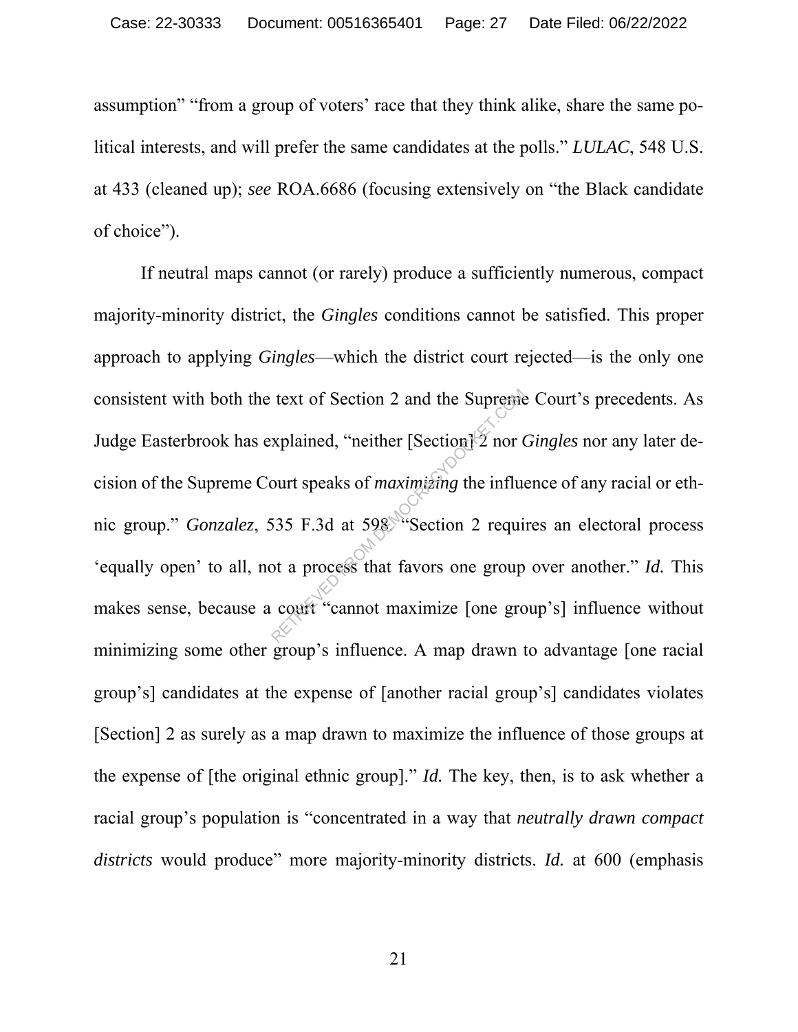assumption" "from a group of voters' race that they think alike, share the same political interests, and will prefer the same candidates at the polls." *LULAC*, 548 U.S. at 433 (cleaned up); *see* ROA.6686 (focusing extensively on "the Black candidate of choice").

If neutral maps cannot (or rarely) produce a sufficiently numerous, compact majority-minority district, the *Gingles* conditions cannot be satisfied. This proper approach to applying *Gingles*—which the district court rejected—is the only one consistent with both the text of Section 2 and the Supreme Court's precedents. As Judge Easterbrook has explained, "neither [Section] 2 nor *Gingles* nor any later decision of the Supreme Court speaks of *maximizing* the influence of any racial or ethnic group." *Gonzalez*, 535 F.3d at 598. "Section 2 requires an electoral process 'equally open' to all, not a process that favors one group over another." *Id.* This makes sense, because a court "cannot maximize [one group's] influence without minimizing some other group's influence. A map drawn to advantage [one racial group's] candidates at the expense of [another racial group's] candidates violates [Section] 2 as surely as a map drawn to maximize the influence of those groups at the expense of [the original ethnic group]." *Id.* The key, then, is to ask whether a racial group's population is "concentrated in a way that *neutrally drawn compact districts* would produce" more majority-minority districts. *Id.* at 600 (emphasis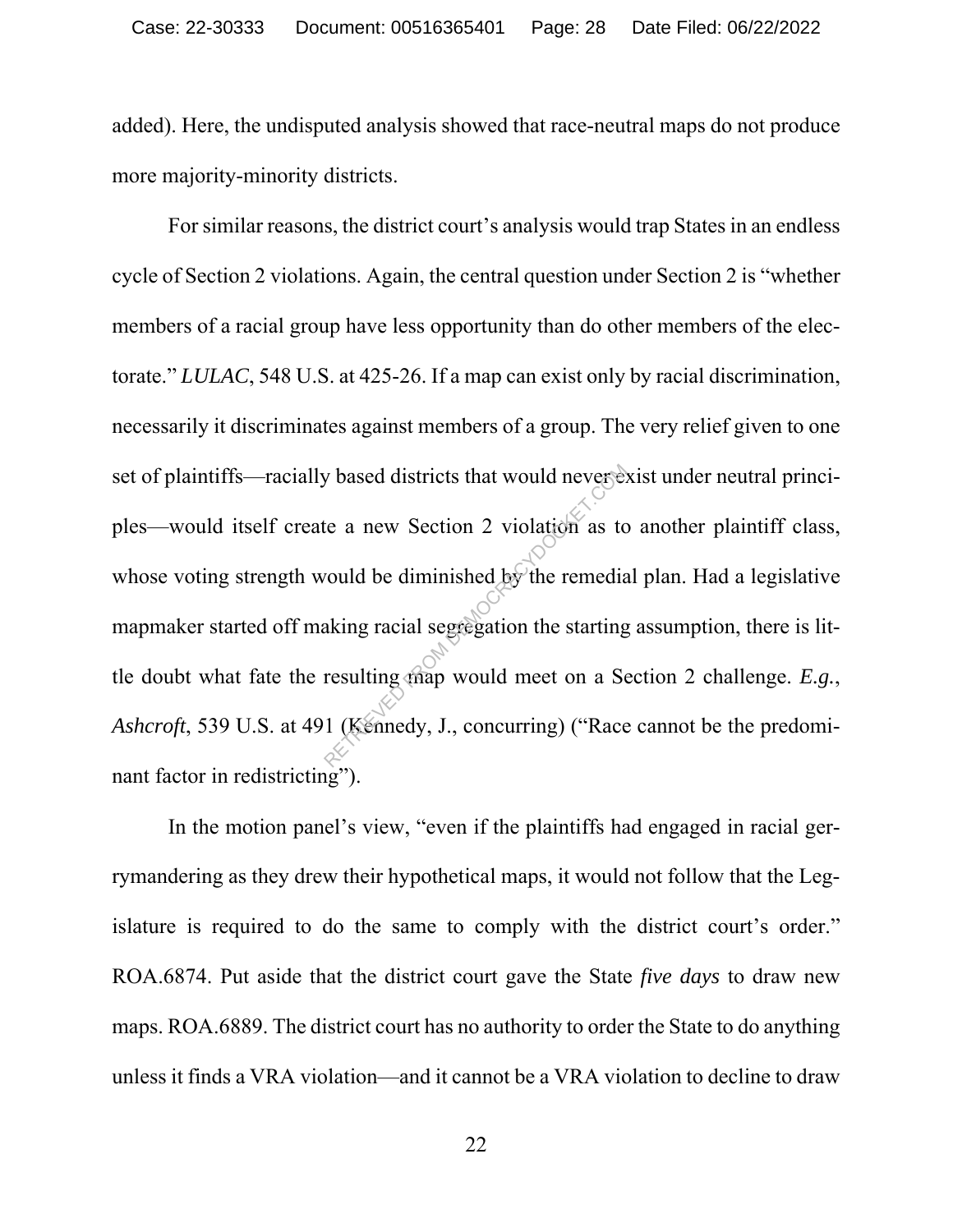added). Here, the undisputed analysis showed that race-neutral maps do not produce more majority-minority districts.

For similar reasons, the district court's analysis would trap States in an endless cycle of Section 2 violations. Again, the central question under Section 2 is "whether members of a racial group have less opportunity than do other members of the electorate." *LULAC*, 548 U.S. at 425-26. If a map can exist only by racial discrimination, necessarily it discriminates against members of a group. The very relief given to one set of plaintiffs—racially based districts that would never exist under neutral principles—would itself create a new Section 2 violation as to another plaintiff class, whose voting strength would be diminished by the remedial plan. Had a legislative mapmaker started off making racial segregation the starting assumption, there is little doubt what fate the resulting map would meet on a Section 2 challenge. *E.g.*, *Ashcroft*, 539 U.S. at 491 (Kennedy, J., concurring) ("Race cannot be the predominant factor in redistricting").

In the motion panel's view, "even if the plaintiffs had engaged in racial gerrymandering as they drew their hypothetical maps, it would not follow that the Legislature is required to do the same to comply with the district court's order." ROA.6874. Put aside that the district court gave the State *five days* to draw new maps. ROA.6889. The district court has no authority to order the State to do anything unless it finds a VRA violation—and it cannot be a VRA violation to decline to draw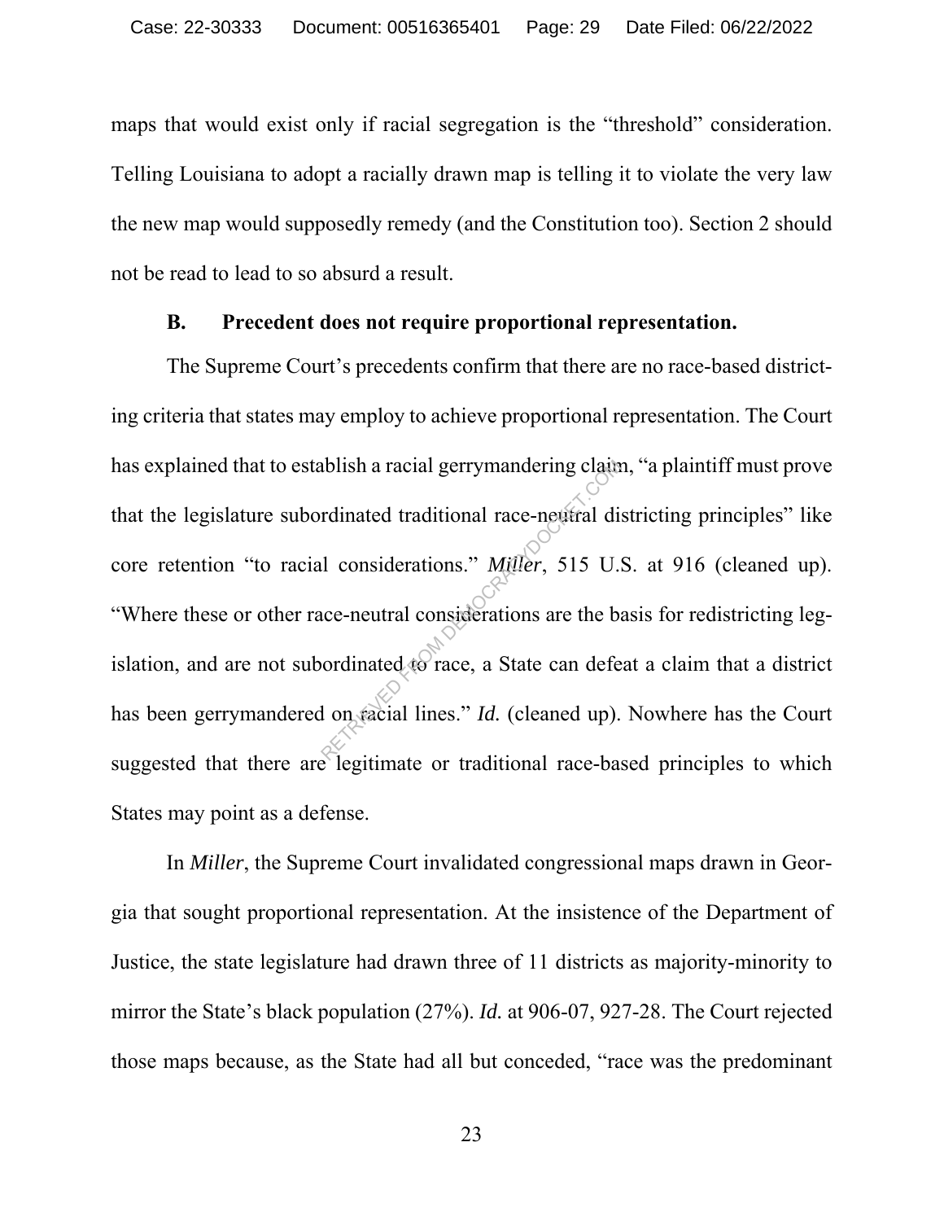maps that would exist only if racial segregation is the "threshold" consideration. Telling Louisiana to adopt a racially drawn map is telling it to violate the very law the new map would supposedly remedy (and the Constitution too). Section 2 should not be read to lead to so absurd a result.

### B. Precedent does not require proportional representation.

The Supreme Court's precedents confirm that there are no race-based districting criteria that states may employ to achieve proportional representation. The Court has explained that to establish a racial gerrymandering claim, "a plaintiff must prove that the legislature subordinated traditional race-neutral districting principles" like core retention "to racial considerations." *Miller*, 515 U.S. at 916 (cleaned up). "Where these or other race-neutral considerations are the basis for redistricting legislation, and are not subordinated to race, a State can defeat a claim that a district has been gerrymandered on racial lines." *Id.* (cleaned up). Nowhere has the Court suggested that there are legitimate or traditional race-based principles to which States may point as a defense.

In *Miller*, the Supreme Court invalidated congressional maps drawn in Georgia that sought proportional representation. At the insistence of the Department of Justice, the state legislature had drawn three of 11 districts as majority-minority to mirror the State's black population (27%). *Id.* at 906-07, 927-28. The Court rejected those maps because, as the State had all but conceded, "race was the predominant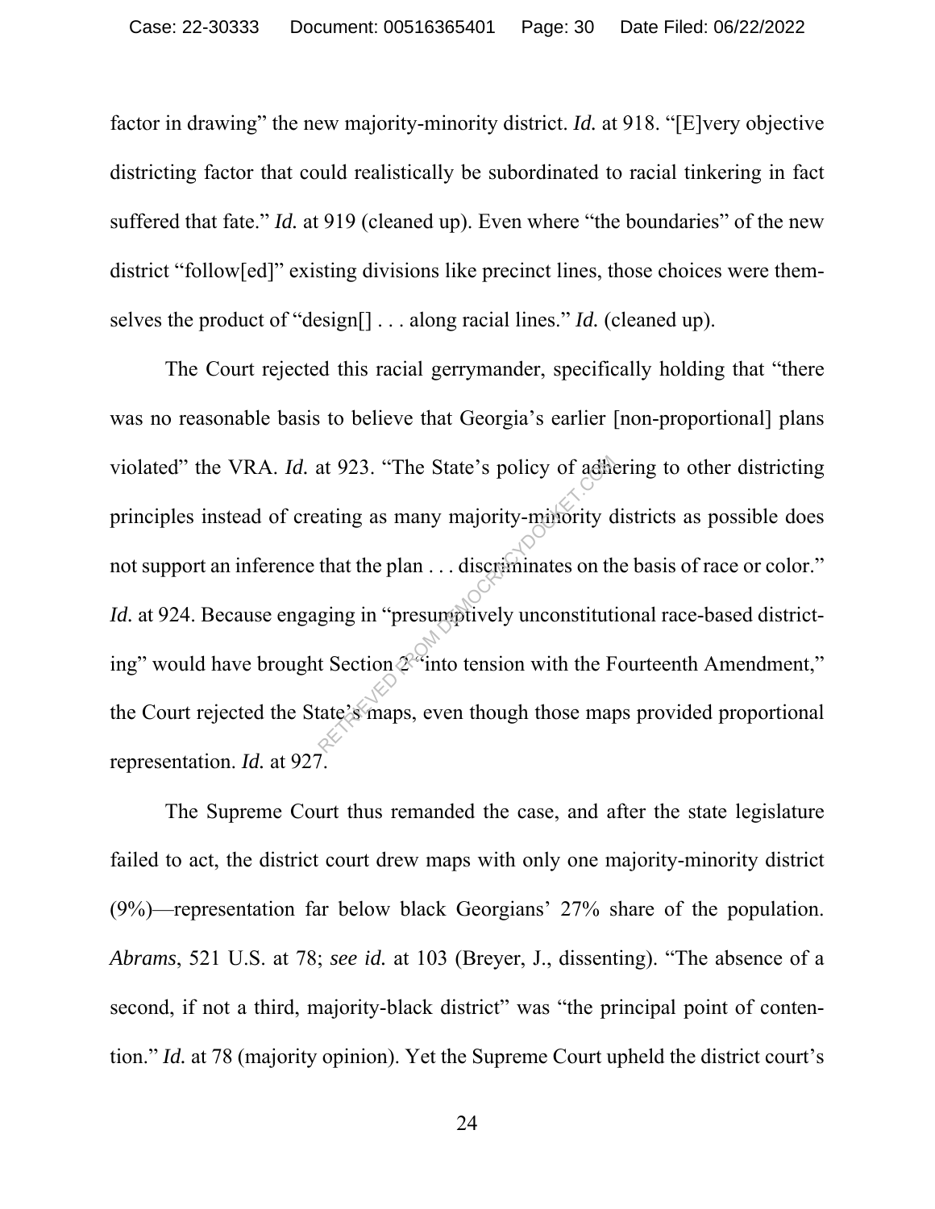factor in drawing" the new majority-minority district. *Id.* at 918. "[E]very objective districting factor that could realistically be subordinated to racial tinkering in fact suffered that fate." *Id.* at 919 (cleaned up). Even where "the boundaries" of the new district "follow[ed]" existing divisions like precinct lines, those choices were themselves the product of "design[] . . . along racial lines." *Id.* (cleaned up).

The Court rejected this racial gerrymander, specifically holding that "there was no reasonable basis to believe that Georgia's earlier [non-proportional] plans violated" the VRA. *Id.* at 923. "The State's policy of adhering to other districting principles instead of creating as many majority-minority districts as possible does not support an inference that the plan . . . discriminates on the basis of race or color." *Id.* at 924. Because engaging in "presumptively unconstitutional race-based districting" would have brought Section 2 "into tension with the Fourteenth Amendment," the Court rejected the State's maps, even though those maps provided proportional representation. *Id.* at 927.

The Supreme Court thus remanded the case, and after the state legislature failed to act, the district court drew maps with only one majority-minority district (9%)—representation far below black Georgians' 27% share of the population. *Abrams*, 521 U.S. at 78; *see id.* at 103 (Breyer, J., dissenting). "The absence of a second, if not a third, majority-black district" was "the principal point of contention." *Id.* at 78 (majority opinion). Yet the Supreme Court upheld the district court's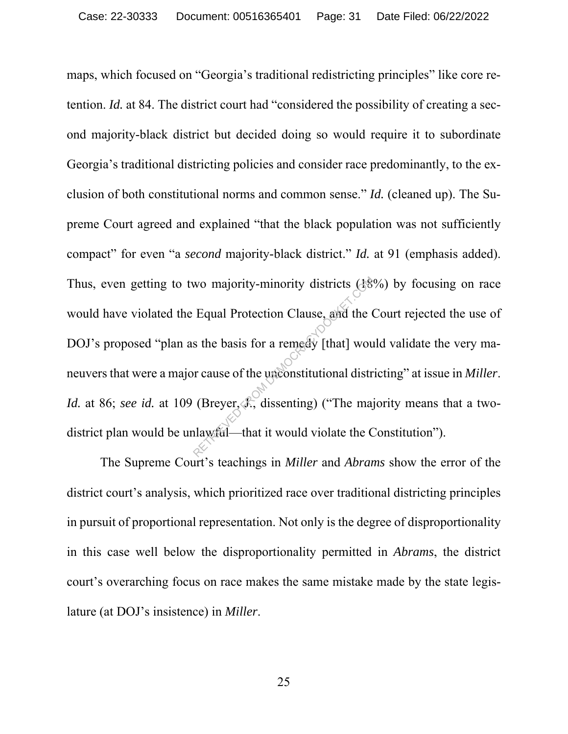maps, which focused on "Georgia's traditional redistricting principles" like core retention. *Id.* at 84. The district court had "considered the possibility of creating a second majority-black district but decided doing so would require it to subordinate Georgia's traditional districting policies and consider race predominantly, to the exclusion of both constitutional norms and common sense." *Id.* (cleaned up). The Supreme Court agreed and explained "that the black population was not sufficiently compact" for even "a *second* majority-black district." *Id.* at 91 (emphasis added). Thus, even getting to two majority-minority districts (18%) by focusing on race would have violated the Equal Protection Clause, and the Court rejected the use of DOJ's proposed "plan as the basis for a remedy [that] would validate the very maneuvers that were a major cause of the unconstitutional districting" at issue in *Miller*. *Id.* at 86; *see id.* at 109 (Breyer, J., dissenting) ("The majority means that a two-district plan would be unlawful—that it would violate the Constitution").

The Supreme Court's teachings in *Miller* and *Abrams* show the error of the district court's analysis, which prioritized race over traditional districting principles in pursuit of proportional representation. Not only is the degree of disproportionality in this case well below the disproportionality permitted in *Abrams*, the district court's overarching focus on race makes the same mistake made by the state legislature (at DOJ's insistence) in *Miller*.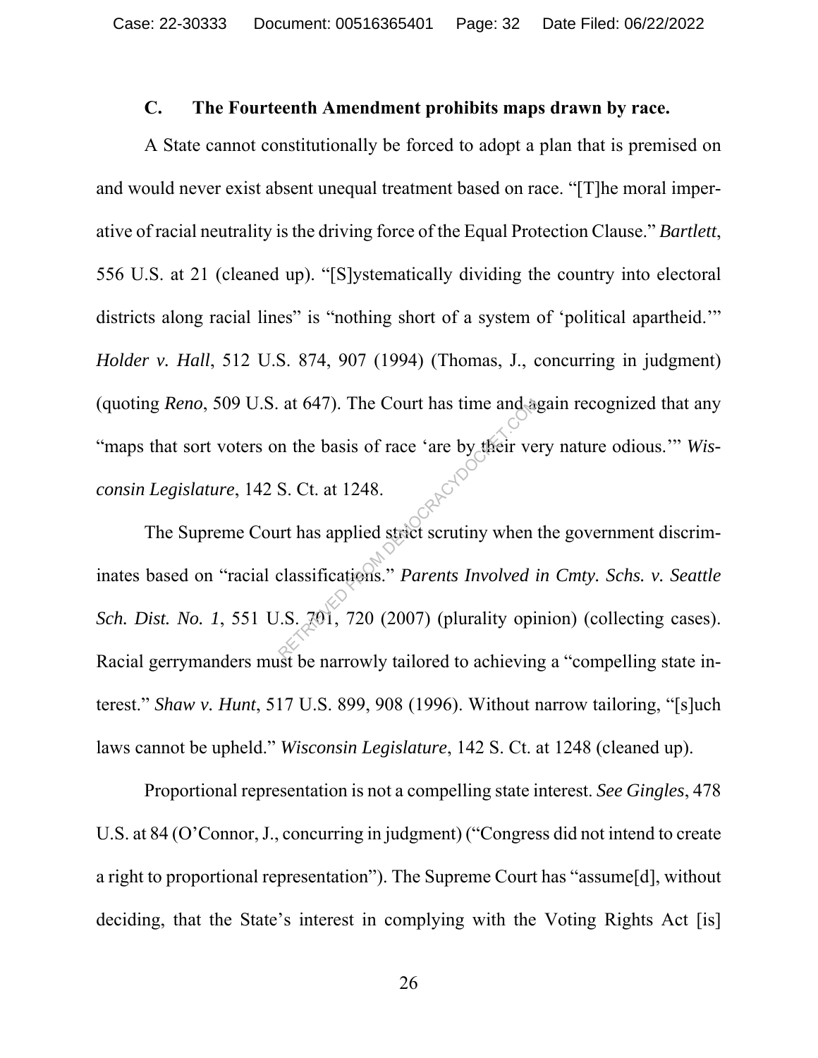### C. The Fourteenth Amendment prohibits maps drawn by race.

A State cannot constitutionally be forced to adopt a plan that is premised on and would never exist absent unequal treatment based on race. "[T]he moral imperative of racial neutrality is the driving force of the Equal Protection Clause." *Bartlett*, 556 U.S. at 21 (cleaned up). "[S]ystematically dividing the country into electoral districts along racial lines" is "nothing short of a system of 'political apartheid.'" *Holder v. Hall*, 512 U.S. 874, 907 (1994) (Thomas, J., concurring in judgment) (quoting *Reno*, 509 U.S. at 647). The Court has time and again recognized that any "maps that sort voters on the basis of race 'are by their very nature odious.'" *Wisconsin Legislature*, 142 S. Ct. at 1248.

The Supreme Court has applied strict scrutiny when the government discriminates based on "racial classifications." *Parents Involved in Cmty. Schs. v. Seattle Sch. Dist. No. 1*, 551 U.S. 701, 720 (2007) (plurality opinion) (collecting cases). Racial gerrymanders must be narrowly tailored to achieving a "compelling state interest." *Shaw v. Hunt*, 517 U.S. 899, 908 (1996). Without narrow tailoring, "[s]uch laws cannot be upheld." *Wisconsin Legislature*, 142 S. Ct. at 1248 (cleaned up).

Proportional representation is not a compelling state interest. *See Gingles*, 478 U.S. at 84 (O'Connor, J., concurring in judgment) ("Congress did not intend to create a right to proportional representation"). The Supreme Court has "assume[d], without deciding, that the State's interest in complying with the Voting Rights Act [is]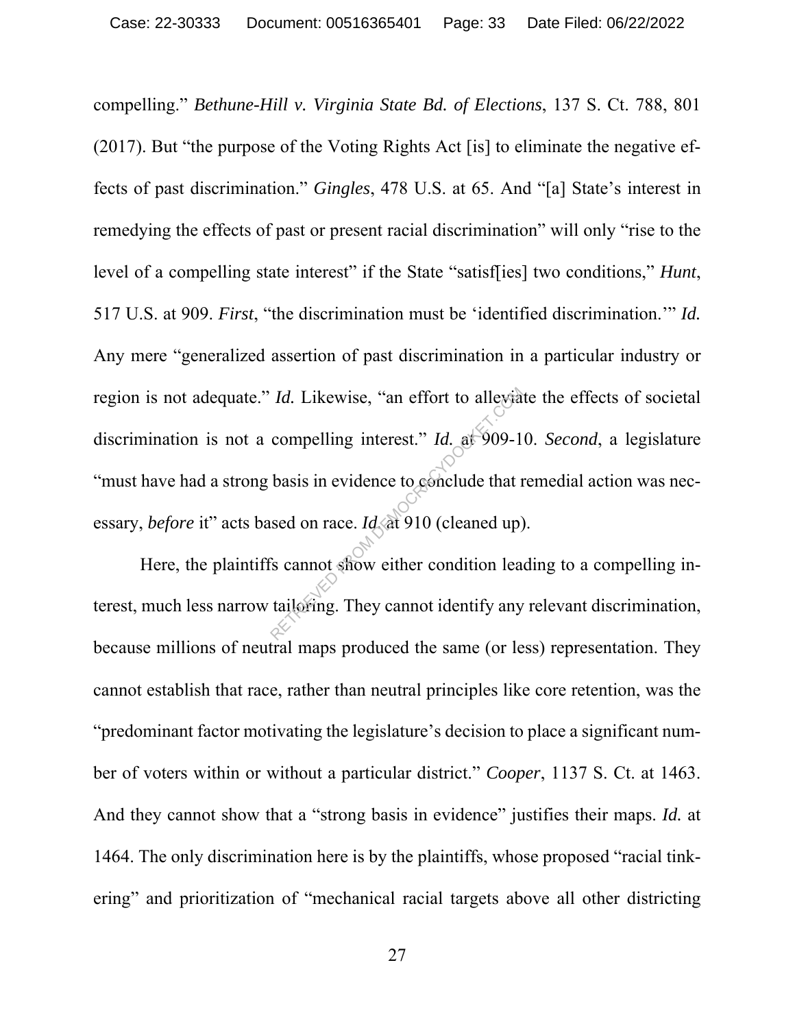compelling." *Bethune-Hill v. Virginia State Bd. of Elections*, 137 S. Ct. 788, 801 (2017). But "the purpose of the Voting Rights Act [is] to eliminate the negative effects of past discrimination." *Gingles*, 478 U.S. at 65. And "[a] State's interest in remedying the effects of past or present racial discrimination" will only "rise to the level of a compelling state interest" if the State "satisf[ies] two conditions," *Hunt*, 517 U.S. at 909. *First*, "the discrimination must be 'identified discrimination.'" *Id.* Any mere "generalized assertion of past discrimination in a particular industry or region is not adequate." *Id.* Likewise, "an effort to alleviate the effects of societal discrimination is not a compelling interest." *Id.* at 909-10. *Second*, a legislature "must have had a strong basis in evidence to conclude that remedial action was necessary, *before* it" acts based on race. *Id.* at 910 (cleaned up).

Here, the plaintiffs cannot show either condition leading to a compelling interest, much less narrow tailoring. They cannot identify any relevant discrimination, because millions of neutral maps produced the same (or less) representation. They cannot establish that race, rather than neutral principles like core retention, was the "predominant factor motivating the legislature's decision to place a significant number of voters within or without a particular district." *Cooper*, 1137 S. Ct. at 1463. And they cannot show that a "strong basis in evidence" justifies their maps. *Id.* at 1464. The only discrimination here is by the plaintiffs, whose proposed "racial tinkering" and prioritization of "mechanical racial targets above all other districting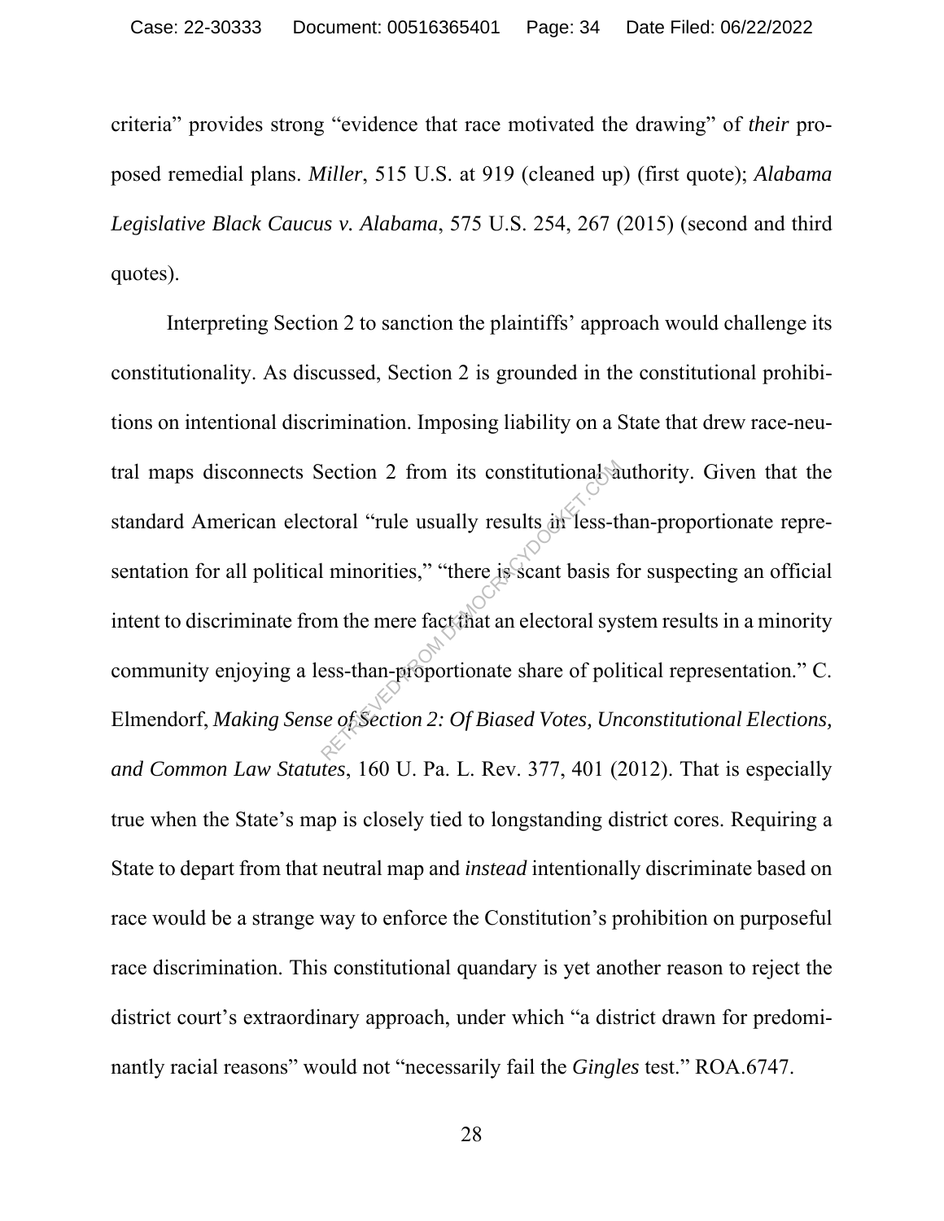criteria" provides strong "evidence that race motivated the drawing" of *their* proposed remedial plans. *Miller*, 515 U.S. at 919 (cleaned up) (first quote); *Alabama Legislative Black Caucus v. Alabama*, 575 U.S. 254, 267 (2015) (second and third quotes).

Interpreting Section 2 to sanction the plaintiffs' approach would challenge its constitutionality. As discussed, Section 2 is grounded in the constitutional prohibitions on intentional discrimination. Imposing liability on a State that drew race-neutral maps disconnects Section 2 from its constitutional authority. Given that the standard American electoral "rule usually results in less-than-proportionate representation for all political minorities," "there is scant basis for suspecting an official intent to discriminate from the mere fact that an electoral system results in a minority community enjoying a less-than-proportionate share of political representation." C. Elmendorf, *Making Sense of Section 2: Of Biased Votes, Unconstitutional Elections, and Common Law Statutes*, 160 U. Pa. L. Rev. 377, 401 (2012). That is especially true when the State's map is closely tied to longstanding district cores. Requiring a State to depart from that neutral map and *instead* intentionally discriminate based on race would be a strange way to enforce the Constitution's prohibition on purposeful race discrimination. This constitutional quandary is yet another reason to reject the district court's extraordinary approach, under which "a district drawn for predominantly racial reasons" would not "necessarily fail the *Gingles* test." ROA.6747.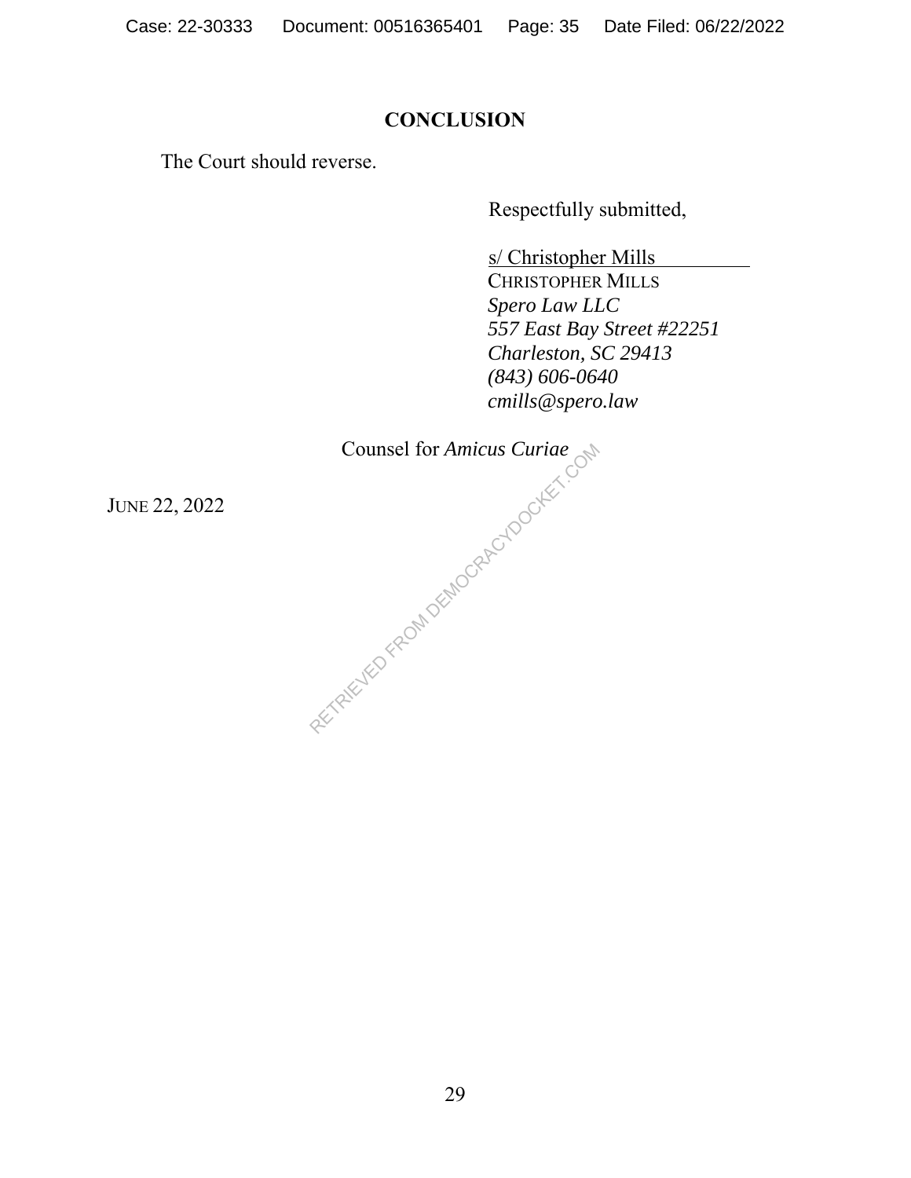## CONCLUSION

The Court should reverse.

Respectfully submitted,

s/ Christopher Mills
CHRISTOPHER MILLS
*Spero Law LLC*
*557 East Bay Street #22251*
*Charleston, SC 29413*
*(843) 606-0640*
*cmills@spero.law*

Counsel for *Amicus Curiae*

JUNE 22, 2022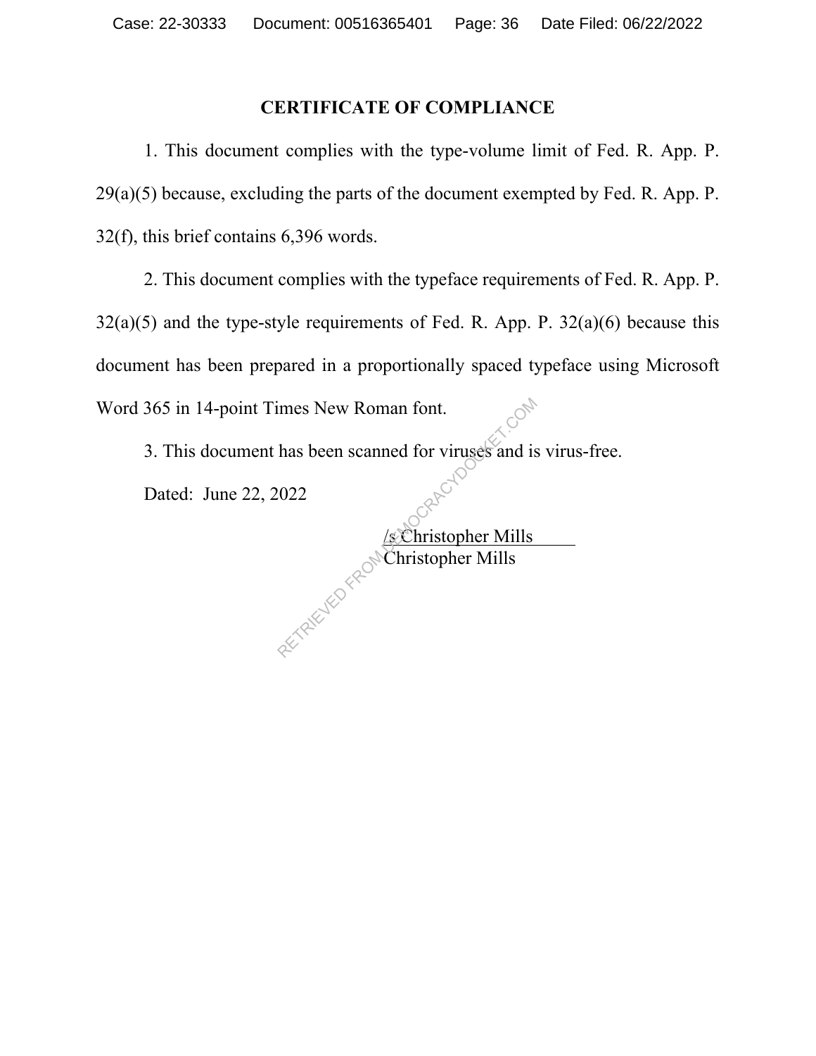## CERTIFICATE OF COMPLIANCE

1. This document complies with the type-volume limit of Fed. R. App. P. 29(a)(5) because, excluding the parts of the document exempted by Fed. R. App. P. 32(f), this brief contains 6,396 words.

2. This document complies with the typeface requirements of Fed. R. App. P. 32(a)(5) and the type-style requirements of Fed. R. App. P. 32(a)(6) because this document has been prepared in a proportionally spaced typeface using Microsoft Word 365 in 14-point Times New Roman font.

3. This document has been scanned for viruses and is virus-free.

Dated: June 22, 2022

/s Christopher Mills
Christopher Mills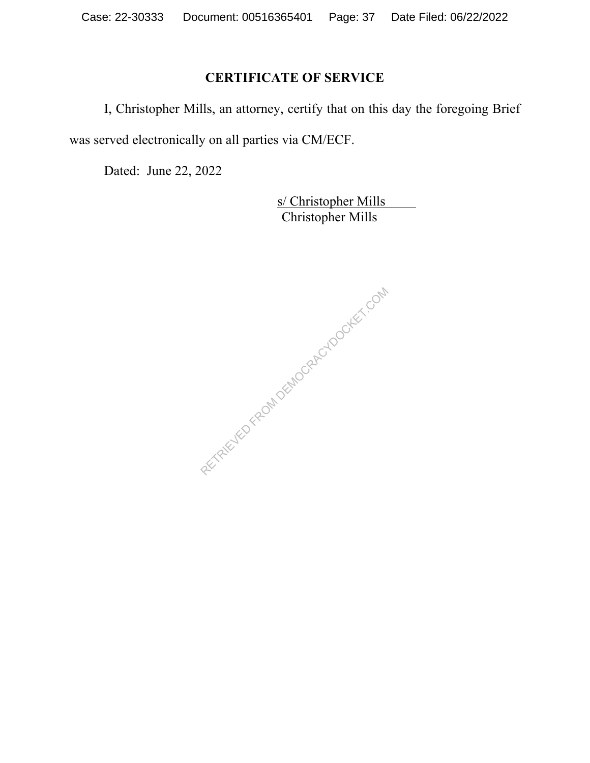## CERTIFICATE OF SERVICE

I, Christopher Mills, an attorney, certify that on this day the foregoing Brief was served electronically on all parties via CM/ECF.

Dated: June 22, 2022

s/ Christopher Mills
Christopher Mills